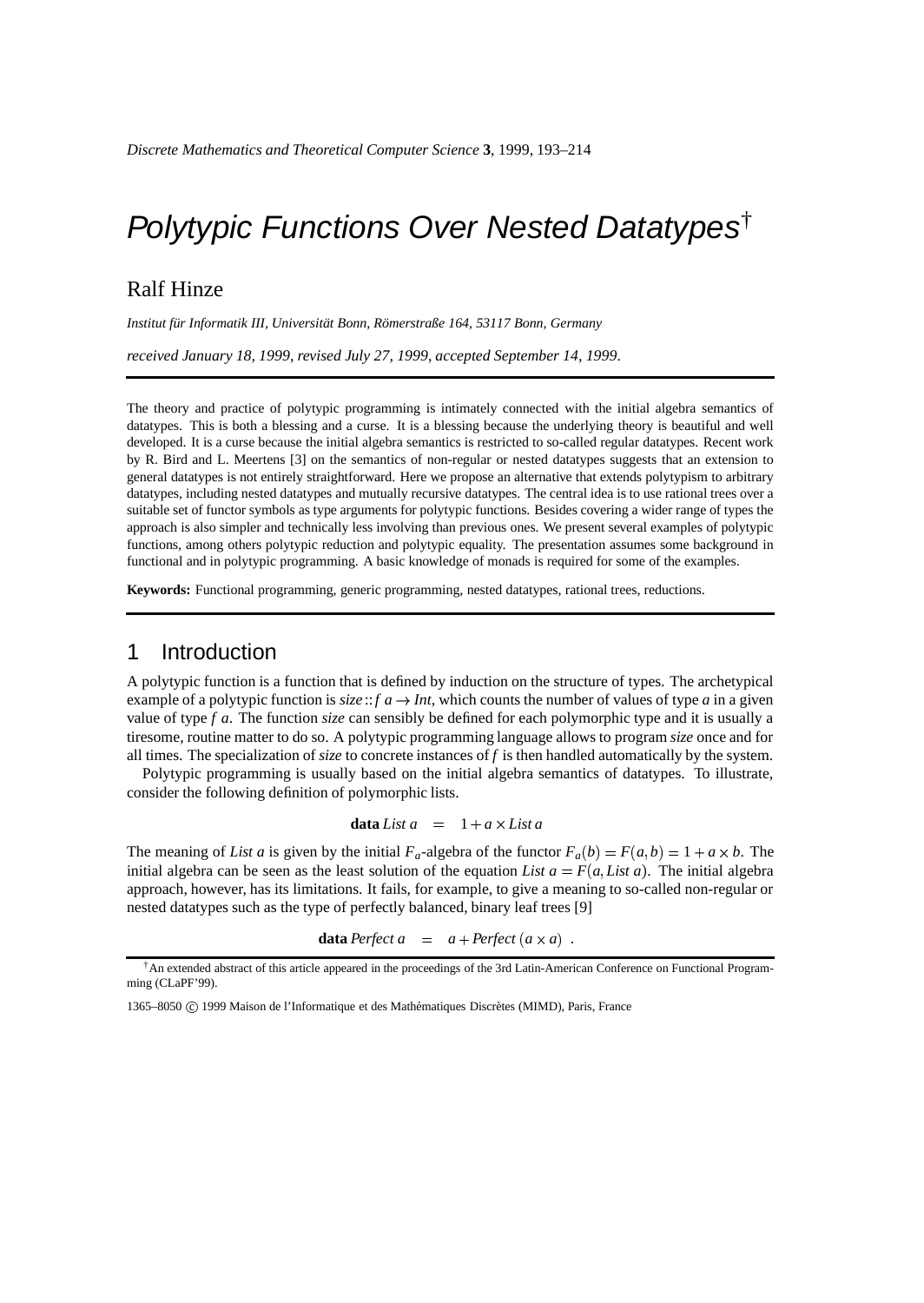# Polytypic Functions Over Nested Datatypes[†]

## Ralf Hinze

*Institut für Informatik III, Universität Bonn, Römerstraße 164, 53117 Bonn, Germany*

*received January 18, 1999, revised July 27, 1999, accepted September 14, 1999.*

---

The theory and practice of polytypic programming is intimately connected with the initial algebra semantics of datatypes. This is both a blessing and a curse. It is a blessing because the underlying theory is beautiful and well developed. It is a curse because the initial algebra semantics is restricted to so-called regular datatypes. Recent work by R. Bird and L. Meertens [3] on the semantics of non-regular or nested datatypes suggests that an extension to general datatypes is not entirely straightforward. Here we propose an alternative that extends polytypism to arbitrary datatypes, including nested datatypes and mutually recursive datatypes. The central idea is to use rational trees over a suitable set of functor symbols as type arguments for polytypic functions. Besides covering a wider range of types the approach is also simpler and technically less involving than previous ones. We present several examples of polytypic functions, among others polytypic reduction and polytypic equality. The presentation assumes some background in functional and in polytypic programming. A basic knowledge of monads is required for some of the examples.

**Keywords:** Functional programming, generic programming, nested datatypes, rational trees, reductions.

---

## 1 Introduction

A polytypic function is a function that is defined by induction on the structure of types. The archetypical example of a polytypic function is $size :: f\ a \to Int$, which counts the number of values of type $a$ in a given value of type $f\ a$. The function *size* can sensibly be defined for each polymorphic type and it is usually a tiresome, routine matter to do so. A polytypic programming language allows to program *size* once and for all times. The specialization of *size* to concrete instances of $f$ is then handled automatically by the system.

Polytypic programming is usually based on the initial algebra semantics of datatypes. To illustrate, consider the following definition of polymorphic lists.

$$\textbf{data}\ List\ a \quad = \quad 1 + a \times List\ a$$

The meaning of *List a* is given by the initial $F_a$-algebra of the functor $F_a(b) = F(a,b) = 1 + a \times b$. The initial algebra can be seen as the least solution of the equation $List\ a = F(a, List\ a)$. The initial algebra approach, however, has its limitations. It fails, for example, to give a meaning to so-called non-regular or nested datatypes such as the type of perfectly balanced, binary leaf trees [9]

$$\textbf{data}\ Perfect\ a \quad = \quad a + Perfect\ (a \times a) \ .$$

[†] An extended abstract of this article appeared in the proceedings of the 3rd Latin-American Conference on Functional Programming (CLaPF'99).

1365–8050 © 1999 Maison de l'Informatique et des Mathématiques Discrètes (MIMD), Paris, France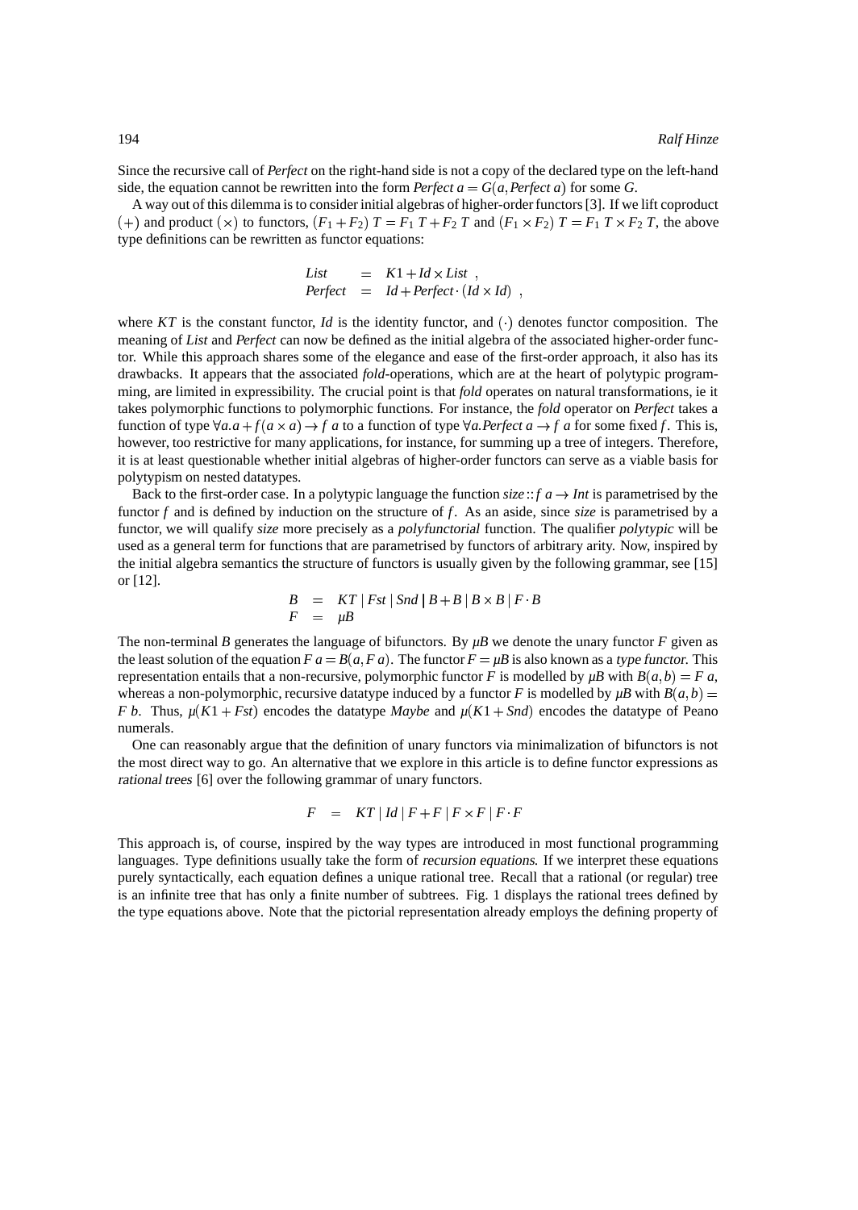Since the recursive call of *Perfect* on the right-hand side is not a copy of the declared type on the left-hand side, the equation cannot be rewritten into the form $Perfect\ a = G(a, Perfect\ a)$ for some $G$.

A way out of this dilemma is to consider initial algebras of higher-order functors [3]. If we lift coproduct $(+)$ and product $(\times)$ to functors, $(F_1 + F_2)\ T = F_1\ T + F_2\ T$ and $(F_1 \times F_2)\ T = F_1\ T \times F_2\ T$, the above type definitions can be rewritten as functor equations:

$$
\begin{aligned}
List &= K1 + Id \times List\ , \\
Perfect &= Id + Perfect \cdot (Id \times Id)\ ,
\end{aligned}
$$

where $KT$ is the constant functor, $Id$ is the identity functor, and $(\cdot)$ denotes functor composition. The meaning of *List* and *Perfect* can now be defined as the initial algebra of the associated higher-order functor. While this approach shares some of the elegance and ease of the first-order approach, it also has its drawbacks. It appears that the associated *fold*-operations, which are at the heart of polytypic programming, are limited in expressibility. The crucial point is that *fold* operates on natural transformations, ie it takes polymorphic functions to polymorphic functions. For instance, the *fold* operator on *Perfect* takes a function of type $\forall a.a + f(a \times a) \to f\ a$ to a function of type $\forall a.Perfect\ a \to f\ a$ for some fixed $f$. This is, however, too restrictive for many applications, for instance, for summing up a tree of integers. Therefore, it is at least questionable whether initial algebras of higher-order functors can serve as a viable basis for polytypism on nested datatypes.

Back to the first-order case. In a polytypic language the function $size :: f\ a \to Int$ is parametrised by the functor $f$ and is defined by induction on the structure of $f$. As an aside, since *size* is parametrised by a functor, we will qualify *size* more precisely as a *polyfunctorial* function. The qualifier *polytypic* will be used as a general term for functions that are parametrised by functors of arbitrary arity. Now, inspired by the initial algebra semantics the structure of functors is usually given by the following grammar, see [15] or [12].

$$
\begin{aligned}
B &= KT \mid Fst \mid Snd \mid B + B \mid B \times B \mid F \cdot B \\
F &= \mu B
\end{aligned}
$$

The non-terminal $B$ generates the language of bifunctors. By $\mu B$ we denote the unary functor $F$ given as the least solution of the equation $F\ a = B(a, F\ a)$. The functor $F = \mu B$ is also known as a *type functor*. This representation entails that a non-recursive, polymorphic functor $F$ is modelled by $\mu B$ with $B(a,b) = F\ a$, whereas a non-polymorphic, recursive datatype induced by a functor $F$ is modelled by $\mu B$ with $B(a,b) = F\ b$. Thus, $\mu(K1 + Fst)$ encodes the datatype *Maybe* and $\mu(K1 + Snd)$ encodes the datatype of Peano numerals.

One can reasonably argue that the definition of unary functors via minimalization of bifunctors is not the most direct way to go. An alternative that we explore in this article is to define functor expressions as *rational trees* [6] over the following grammar of unary functors.

$$
F \quad = \quad KT \mid Id \mid F + F \mid F \times F \mid F \cdot F
$$

This approach is, of course, inspired by the way types are introduced in most functional programming languages. Type definitions usually take the form of *recursion equations*. If we interpret these equations purely syntactically, each equation defines a unique rational tree. Recall that a rational (or regular) tree is an infinite tree that has only a finite number of subtrees. Fig. 1 displays the rational trees defined by the type equations above. Note that the pictorial representation already employs the defining property of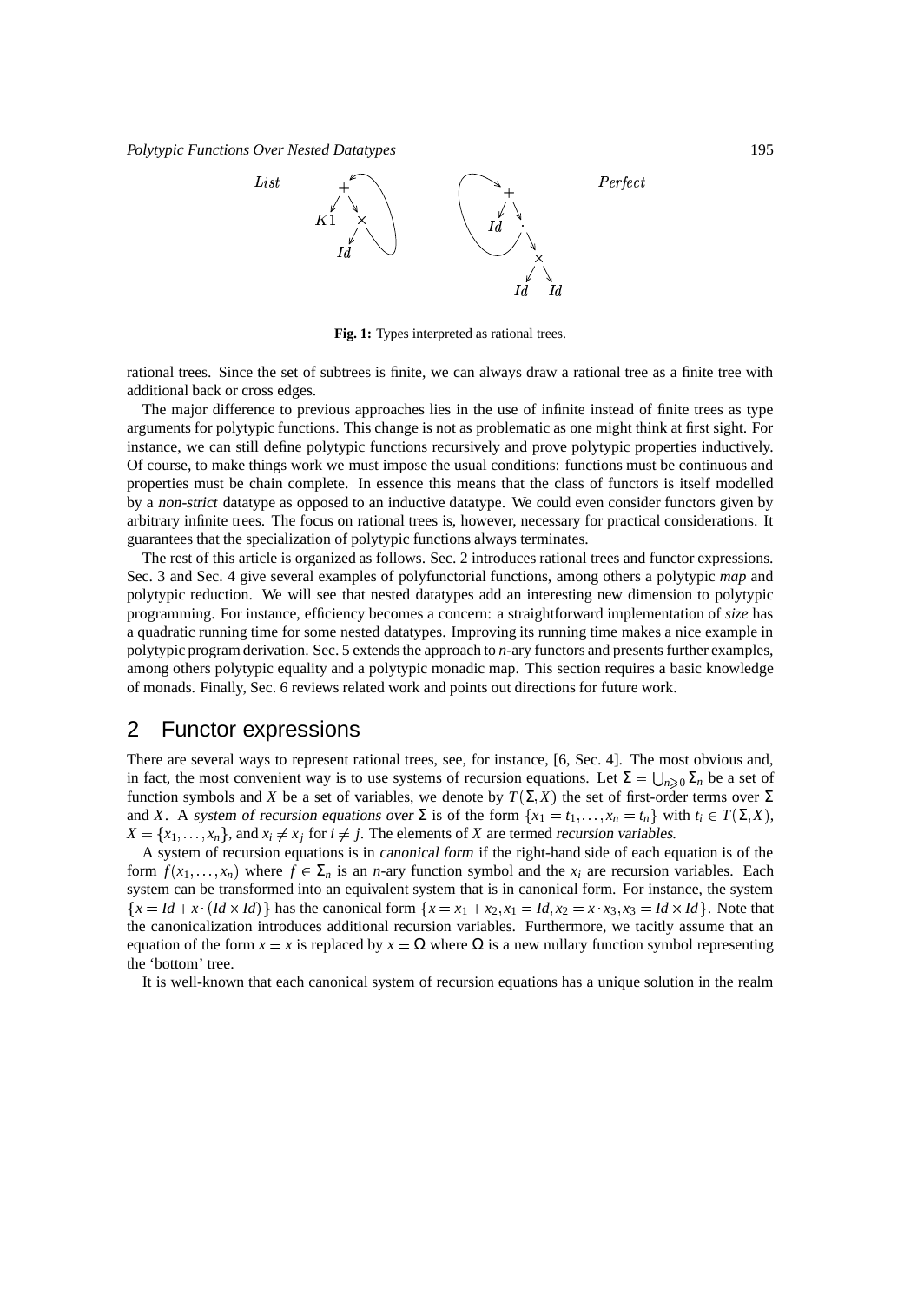Fig. 1: Types interpreted as rational trees.

rational trees. Since the set of subtrees is finite, we can always draw a rational tree as a finite tree with additional back or cross edges.

The major difference to previous approaches lies in the use of infinite instead of finite trees as type arguments for polytypic functions. This change is not as problematic as one might think at first sight. For instance, we can still define polytypic functions recursively and prove polytypic properties inductively. Of course, to make things work we must impose the usual conditions: functions must be continuous and properties must be chain complete. In essence this means that the class of functors is itself modelled by a *non-strict* datatype as opposed to an inductive datatype. We could even consider functors given by arbitrary infinite trees. The focus on rational trees is, however, necessary for practical considerations. It guarantees that the specialization of polytypic functions always terminates.

The rest of this article is organized as follows. Sec. 2 introduces rational trees and functor expressions. Sec. 3 and Sec. 4 give several examples of polyfunctorial functions, among others a polytypic *map* and polytypic reduction. We will see that nested datatypes add an interesting new dimension to polytypic programming. For instance, efficiency becomes a concern: a straightforward implementation of *size* has a quadratic running time for some nested datatypes. Improving its running time makes a nice example in polytypic program derivation. Sec. 5 extends the approach to $n$-ary functors and presents further examples, among others polytypic equality and a polytypic monadic map. This section requires a basic knowledge of monads. Finally, Sec. 6 reviews related work and points out directions for future work.

## 2 Functor expressions

There are several ways to represent rational trees, see, for instance, [6, Sec. 4]. The most obvious and, in fact, the most convenient way is to use systems of recursion equations. Let $\Sigma = \bigcup_{n \geqslant 0} \Sigma_n$ be a set of function symbols and $X$ be a set of variables, we denote by $T(\Sigma, X)$ the set of first-order terms over $\Sigma$ and $X$. A *system of recursion equations over* $\Sigma$ is of the form $\{x_1 = t_1, \ldots, x_n = t_n\}$ with $t_i \in T(\Sigma, X)$, $X = \{x_1, \ldots, x_n\}$, and $x_i \neq x_j$ for $i \neq j$. The elements of $X$ are termed *recursion variables*.

A system of recursion equations is in *canonical form* if the right-hand side of each equation is of the form $f(x_1, \ldots, x_n)$ where $f \in \Sigma_n$ is an $n$-ary function symbol and the $x_i$ are recursion variables. Each system can be transformed into an equivalent system that is in canonical form. For instance, the system $\{x = Id + x \cdot (Id \times Id)\}$ has the canonical form $\{x = x_1 + x_2, x_1 = Id, x_2 = x \cdot x_3, x_3 = Id \times Id\}$. Note that the canonicalization introduces additional recursion variables. Furthermore, we tacitly assume that an equation of the form $x = x$ is replaced by $x = \Omega$ where $\Omega$ is a new nullary function symbol representing the 'bottom' tree.

It is well-known that each canonical system of recursion equations has a unique solution in the realm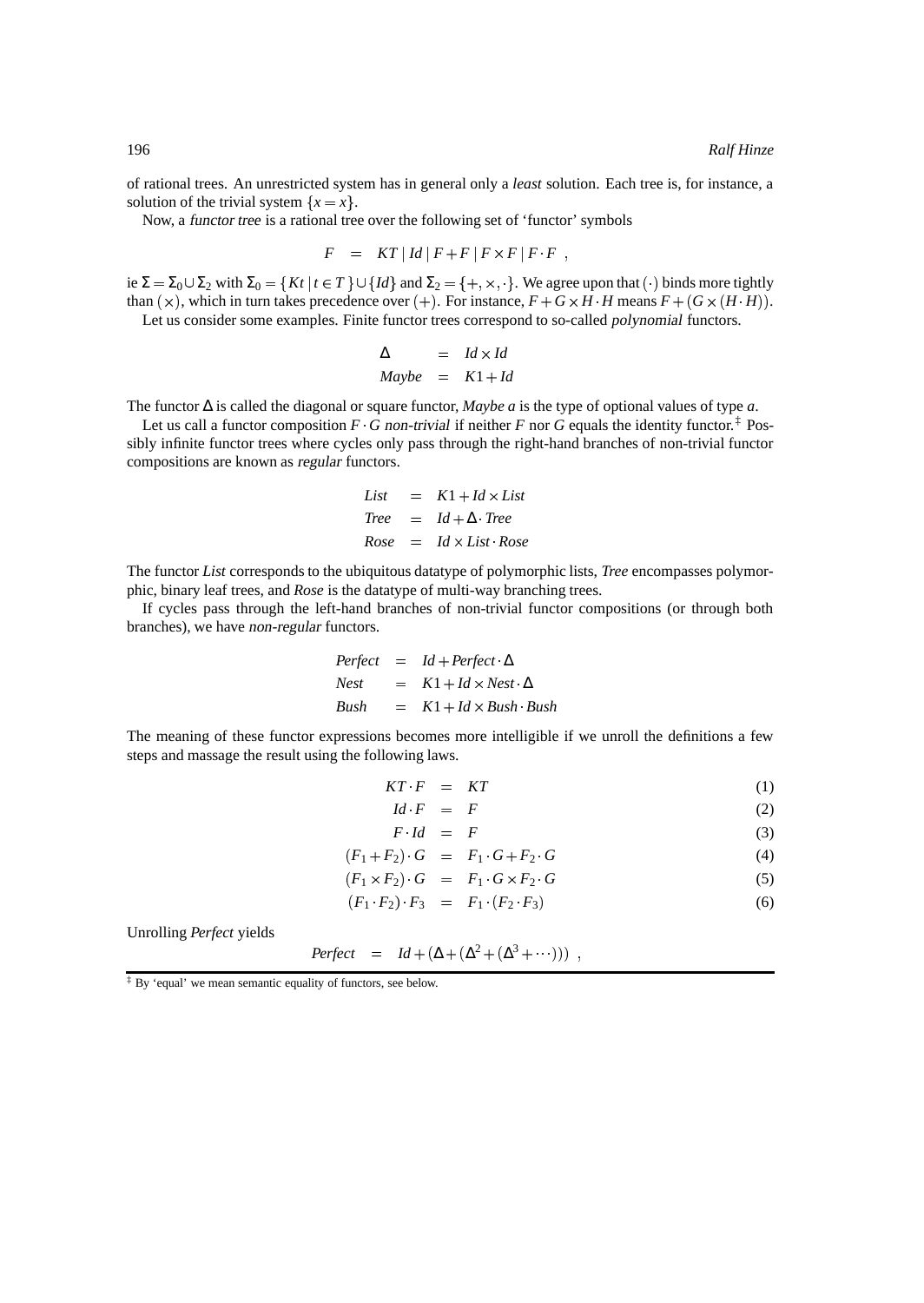of rational trees. An unrestricted system has in general only a *least* solution. Each tree is, for instance, a solution of the trivial system $\{x = x\}$.

Now, a *functor tree* is a rational tree over the following set of 'functor' symbols

$$F \quad = \quad KT \mid Id \mid F + F \mid F \times F \mid F \cdot F \ ,$$

ie $\Sigma = \Sigma_0 \cup \Sigma_2$ with $\Sigma_0 = \{Kt \mid t \in T\} \cup \{Id\}$ and $\Sigma_2 = \{+, \times, \cdot\}$. We agree upon that $(\cdot)$ binds more tightly than $(\times)$, which in turn takes precedence over $(+)$. For instance, $F + G \times H \cdot H$ means $F + (G \times (H \cdot H))$.

Let us consider some examples. Finite functor trees correspond to so-called *polynomial* functors.

$$\begin{aligned}
\Delta &= Id \times Id \\
Maybe &= K1 + Id
\end{aligned}$$

The functor $\Delta$ is called the diagonal or square functor, *Maybe a* is the type of optional values of type *a*.

Let us call a functor composition $F \cdot G$ *non-trivial* if neither $F$ nor $G$ equals the identity functor.[‡] Possibly infinite functor trees where cycles only pass through the right-hand branches of non-trivial functor compositions are known as *regular* functors.

$$\begin{aligned}
List &= K1 + Id \times List \\
Tree &= Id + \Delta \cdot Tree \\
Rose &= Id \times List \cdot Rose
\end{aligned}$$

The functor *List* corresponds to the ubiquitous datatype of polymorphic lists, *Tree* encompasses polymorphic, binary leaf trees, and *Rose* is the datatype of multi-way branching trees.

If cycles pass through the left-hand branches of non-trivial functor compositions (or through both branches), we have *non-regular* functors.

$$\begin{aligned}
Perfect &= Id + Perfect \cdot \Delta \\
Nest &= K1 + Id \times Nest \cdot \Delta \\
Bush &= K1 + Id \times Bush \cdot Bush
\end{aligned}$$

The meaning of these functor expressions becomes more intelligible if we unroll the definitions a few steps and massage the result using the following laws.

$$KT \cdot F = KT \tag{1}$$

$$Id \cdot F = F \tag{2}$$

$$F \cdot Id = F \tag{3}$$

$$(F_1 + F_2) \cdot G = F_1 \cdot G + F_2 \cdot G \tag{4}$$

$$(F_1 \times F_2) \cdot G = F_1 \cdot G \times F_2 \cdot G \tag{5}$$

$$(F_1 \cdot F_2) \cdot F_3 = F_1 \cdot (F_2 \cdot F_3) \tag{6}$$

Unrolling *Perfect* yields

$$Perfect \quad = \quad Id + (\Delta + (\Delta^2 + (\Delta^3 + \cdots))) \ ,$$

[‡] By 'equal' we mean semantic equality of functors, see below.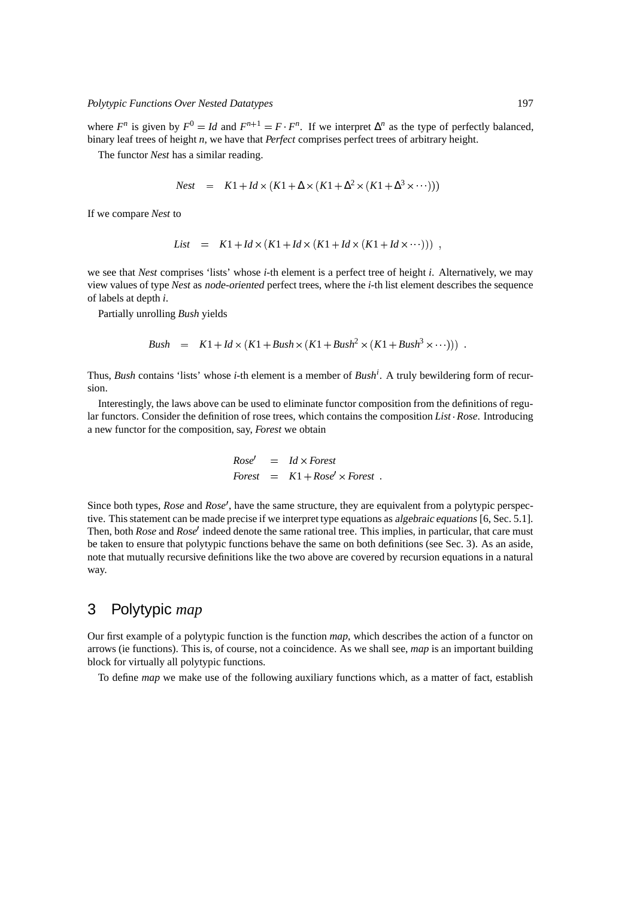where $F^n$ is given by $F^0 = Id$ and $F^{n+1} = F \cdot F^n$. If we interpret $\Delta^n$ as the type of perfectly balanced, binary leaf trees of height $n$, we have that *Perfect* comprises perfect trees of arbitrary height.

The functor *Nest* has a similar reading.

$$Nest \quad = \quad K1 + Id \times (K1 + \Delta \times (K1 + \Delta^2 \times (K1 + \Delta^3 \times \cdots)))$$

If we compare *Nest* to

$$List \quad = \quad K1 + Id \times (K1 + Id \times (K1 + Id \times (K1 + Id \times \cdots))) \ ,$$

we see that *Nest* comprises 'lists' whose $i$-th element is a perfect tree of height $i$. Alternatively, we may view values of type *Nest* as *node-oriented* perfect trees, where the $i$-th list element describes the sequence of labels at depth $i$.

Partially unrolling *Bush* yields

$$Bush \quad = \quad K1 + Id \times (K1 + Bush \times (K1 + Bush^2 \times (K1 + Bush^3 \times \cdots))) \ .$$

Thus, *Bush* contains 'lists' whose $i$-th element is a member of $Bush^i$. A truly bewildering form of recursion.

Interestingly, the laws above can be used to eliminate functor composition from the definitions of regular functors. Consider the definition of rose trees, which contains the composition $List \cdot Rose$. Introducing a new functor for the composition, say, *Forest* we obtain

$$\begin{aligned} Rose' &= Id \times Forest \\ Forest &= K1 + Rose' \times Forest \ . \end{aligned}$$

Since both types, *Rose* and *Rose′*, have the same structure, they are equivalent from a polytypic perspective. This statement can be made precise if we interpret type equations as *algebraic equations* [6, Sec. 5.1]. Then, both *Rose* and *Rose′* indeed denote the same rational tree. This implies, in particular, that care must be taken to ensure that polytypic functions behave the same on both definitions (see Sec. 3). As an aside, note that mutually recursive definitions like the two above are covered by recursion equations in a natural way.

## 3 Polytypic *map*

Our first example of a polytypic function is the function *map*, which describes the action of a functor on arrows (ie functions). This is, of course, not a coincidence. As we shall see, *map* is an important building block for virtually all polytypic functions.

To define *map* we make use of the following auxiliary functions which, as a matter of fact, establish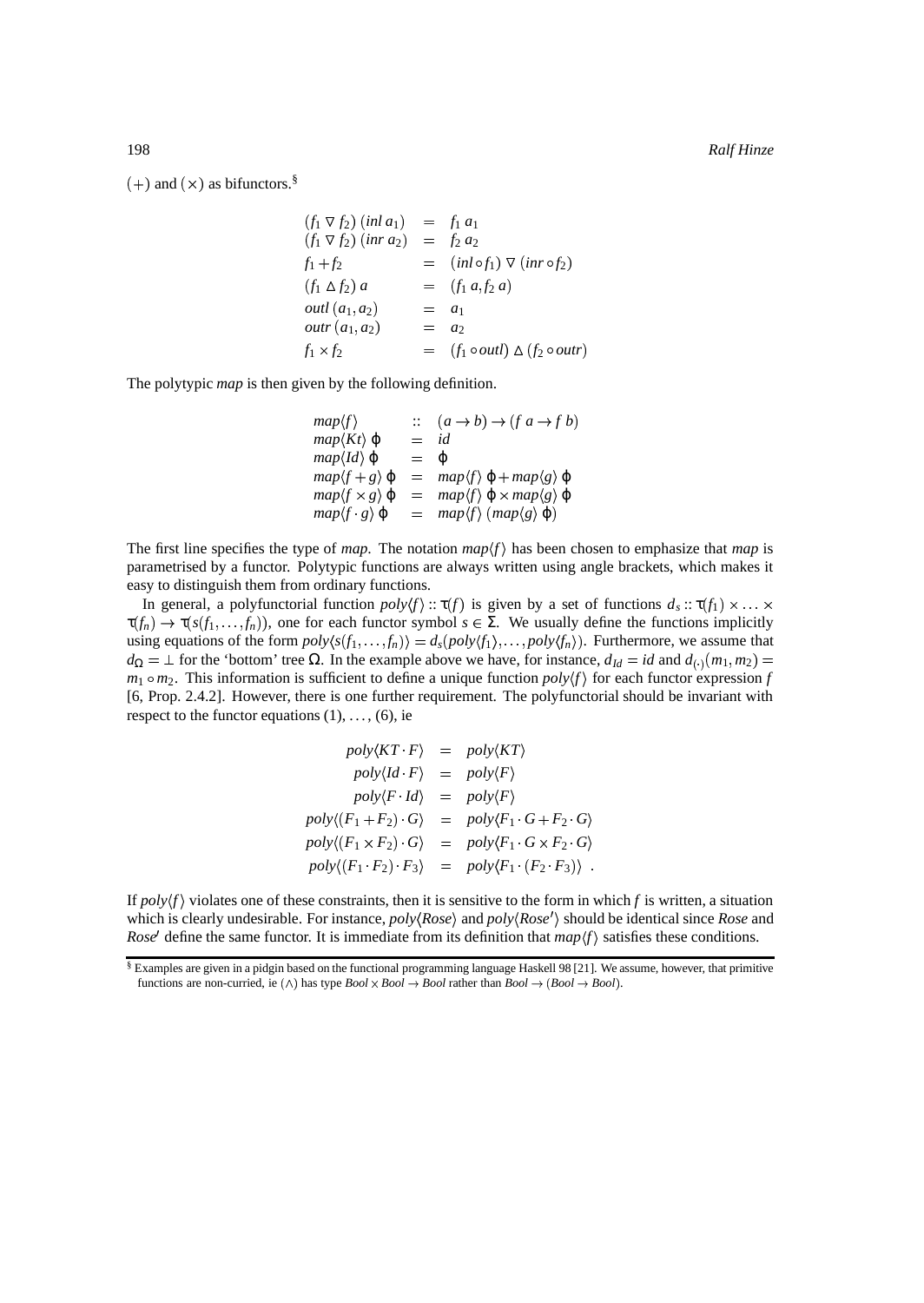$(+)$ and $(\times)$ as bifunctors.[§]

$$
\begin{array}{lcl}
(f_1 \triangledown f_2)\ (inl\ a_1) & = & f_1\ a_1 \\
(f_1 \triangledown f_2)\ (inr\ a_2) & = & f_2\ a_2 \\
f_1 + f_2 & = & (inl \circ f_1) \triangledown (inr \circ f_2) \\
(f_1 \vartriangle f_2)\ a & = & (f_1\ a, f_2\ a) \\
outl\ (a_1, a_2) & = & a_1 \\
outr\ (a_1, a_2) & = & a_2 \\
f_1 \times f_2 & = & (f_1 \circ outl) \vartriangle (f_2 \circ outr)
\end{array}
$$

The polytypic *map* is then given by the following definition.

$$
\begin{array}{lcl}
map\langle f \rangle & :: & (a \to b) \to (f\ a \to f\ b) \\
map\langle Kt \rangle\ \varphi & = & id \\
map\langle Id \rangle\ \varphi & = & \varphi \\
map\langle f + g \rangle\ \varphi & = & map\langle f \rangle\ \varphi + map\langle g \rangle\ \varphi \\
map\langle f \times g \rangle\ \varphi & = & map\langle f \rangle\ \varphi \times map\langle g \rangle\ \varphi \\
map\langle f \cdot g \rangle\ \varphi & = & map\langle f \rangle\ (map\langle g \rangle\ \varphi)
\end{array}
$$

The first line specifies the type of *map*. The notation $map\langle f \rangle$ has been chosen to emphasize that *map* is parametrised by a functor. Polytypic functions are always written using angle brackets, which makes it easy to distinguish them from ordinary functions.

In general, a polyfunctorial function $poly\langle f \rangle :: \tau(f)$ is given by a set of functions $d_s :: \tau(f_1) \times \ldots \times \tau(f_n) \to \tau(s(f_1, \ldots, f_n))$, one for each functor symbol $s \in \Sigma$. We usually define the functions implicitly using equations of the form $poly\langle s(f_1, \ldots, f_n) \rangle = d_s(poly\langle f_1 \rangle, \ldots, poly\langle f_n \rangle)$. Furthermore, we assume that $d_\Omega = \bot$ for the 'bottom' tree $\Omega$. In the example above we have, for instance, $d_{Id} = id$ and $d_{(\cdot)}(m_1, m_2) = m_1 \circ m_2$. This information is sufficient to define a unique function $poly\langle f \rangle$ for each functor expression $f$ [6, Prop. 2.4.2]. However, there is one further requirement. The polyfunctorial should be invariant with respect to the functor equations (1), ..., (6), ie

$$
\begin{array}{rcl}
poly\langle KT \cdot F \rangle & = & poly\langle KT \rangle \\
poly\langle Id \cdot F \rangle & = & poly\langle F \rangle \\
poly\langle F \cdot Id \rangle & = & poly\langle F \rangle \\
poly\langle (F_1 + F_2) \cdot G \rangle & = & poly\langle F_1 \cdot G + F_2 \cdot G \rangle \\
poly\langle (F_1 \times F_2) \cdot G \rangle & = & poly\langle F_1 \cdot G \times F_2 \cdot G \rangle \\
poly\langle (F_1 \cdot F_2) \cdot F_3 \rangle & = & poly\langle F_1 \cdot (F_2 \cdot F_3) \rangle\ .
\end{array}
$$

If $poly\langle f \rangle$ violates one of these constraints, then it is sensitive to the form in which $f$ is written, a situation which is clearly undesirable. For instance, $poly\langle Rose \rangle$ and $poly\langle Rose' \rangle$ should be identical since *Rose* and *Rose′* define the same functor. It is immediate from its definition that $map\langle f \rangle$ satisfies these conditions.

---

[§] Examples are given in a pidgin based on the functional programming language Haskell 98 [21]. We assume, however, that primitive functions are non-curried, ie $(\wedge)$ has type $Bool \times Bool \to Bool$ rather than $Bool \to (Bool \to Bool)$.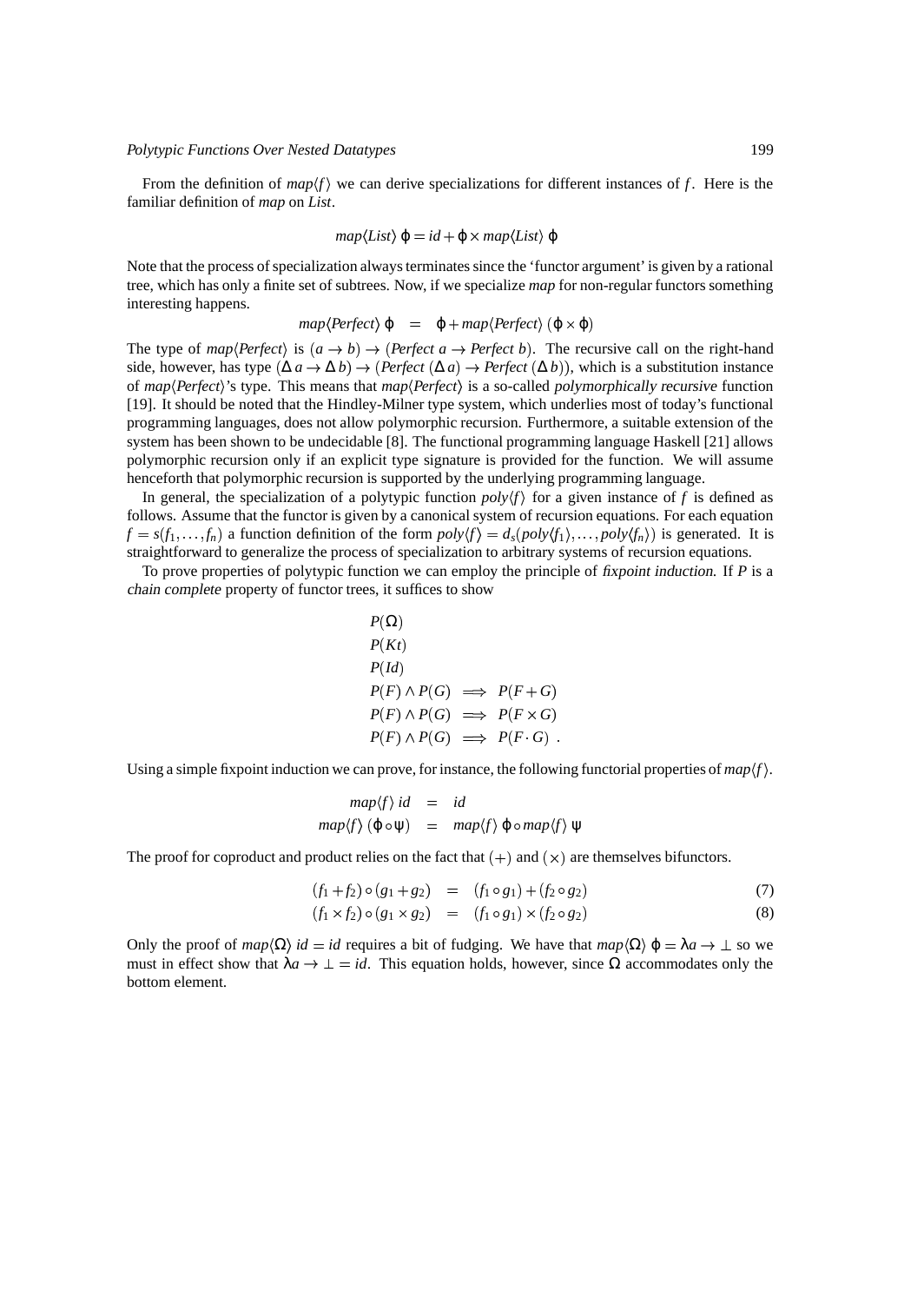From the definition of $map\langle f\rangle$ we can derive specializations for different instances of $f$. Here is the familiar definition of *map* on *List*.

$$map\langle List\rangle\ \varphi = id + \varphi \times map\langle List\rangle\ \varphi$$

Note that the process of specialization always terminates since the 'functor argument' is given by a rational tree, which has only a finite set of subtrees. Now, if we specialize *map* for non-regular functors something interesting happens.

$$map\langle Perfect\rangle\ \varphi \quad = \quad \varphi + map\langle Perfect\rangle\ (\varphi \times \varphi)$$

The type of $map\langle Perfect\rangle$ is $(a \to b) \to (Perfect\ a \to Perfect\ b)$. The recursive call on the right-hand side, however, has type $(\Delta\, a \to \Delta\, b) \to (Perfect\ (\Delta\, a) \to Perfect\ (\Delta\, b))$, which is a substitution instance of $map\langle Perfect\rangle$'s type. This means that $map\langle Perfect\rangle$ is a so-called *polymorphically recursive* function [19]. It should be noted that the Hindley-Milner type system, which underlies most of today's functional programming languages, does not allow polymorphic recursion. Furthermore, a suitable extension of the system has been shown to be undecidable [8]. The functional programming language Haskell [21] allows polymorphic recursion only if an explicit type signature is provided for the function. We will assume henceforth that polymorphic recursion is supported by the underlying programming language.

In general, the specialization of a polytypic function $poly\langle f\rangle$ for a given instance of $f$ is defined as follows. Assume that the functor is given by a canonical system of recursion equations. For each equation $f = s(f_1,\ldots,f_n)$ a function definition of the form $poly\langle f\rangle = d_s(poly\langle f_1\rangle,\ldots,poly\langle f_n\rangle)$ is generated. It is straightforward to generalize the process of specialization to arbitrary systems of recursion equations.

To prove properties of polytypic function we can employ the principle of *fixpoint induction*. If $P$ is a *chain complete* property of functor trees, it suffices to show

$$
\begin{aligned}
&P(\Omega)\\
&P(Kt)\\
&P(Id)\\
&P(F) \wedge P(G) \implies P(F+G)\\
&P(F) \wedge P(G) \implies P(F\times G)\\
&P(F) \wedge P(G) \implies P(F\cdot G)\ .
\end{aligned}
$$

Using a simple fixpoint induction we can prove, for instance, the following functorial properties of $map\langle f\rangle$.

$$
\begin{aligned}
map\langle f\rangle\ id &= id\\
map\langle f\rangle\ (\varphi \circ \psi) &= map\langle f\rangle\ \varphi \circ map\langle f\rangle\ \psi
\end{aligned}
$$

The proof for coproduct and product relies on the fact that $(+)$ and $(\times)$ are themselves bifunctors.

$$(f_1+f_2)\circ(g_1+g_2) \quad = \quad (f_1\circ g_1)+(f_2\circ g_2) \tag{7}$$

$$(f_1\times f_2)\circ(g_1\times g_2) \quad = \quad (f_1\circ g_1)\times(f_2\circ g_2) \tag{8}$$

Only the proof of $map\langle\Omega\rangle\ id = id$ requires a bit of fudging. We have that $map\langle\Omega\rangle\ \varphi = \lambda a \to \bot$ so we must in effect show that $\lambda a \to \bot = id$. This equation holds, however, since $\Omega$ accommodates only the bottom element.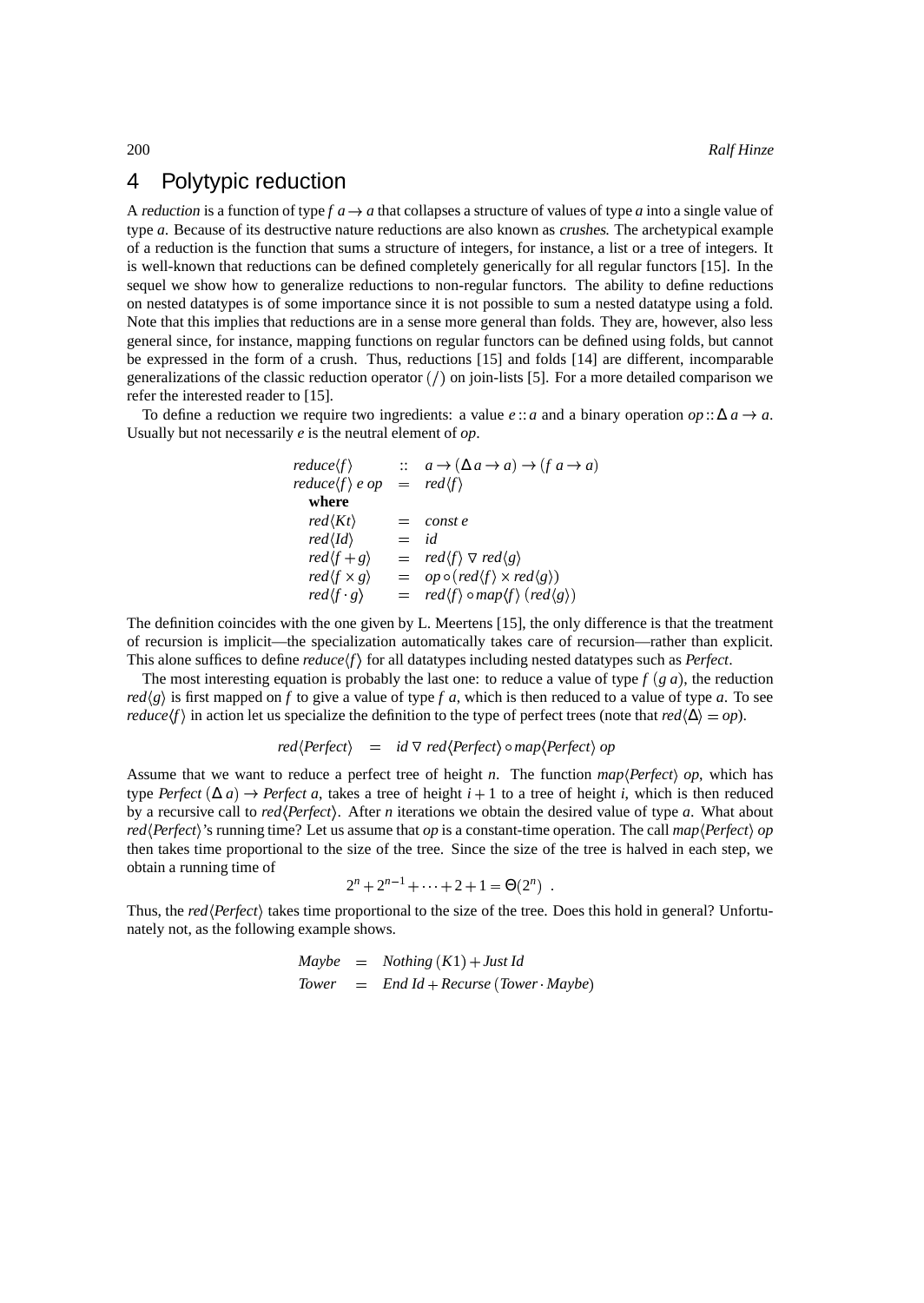## 4 Polytypic reduction

A *reduction* is a function of type $f\ a \to a$ that collapses a structure of values of type $a$ into a single value of type $a$. Because of its destructive nature reductions are also known as *crushes*. The archetypical example of a reduction is the function that sums a structure of integers, for instance, a list or a tree of integers. It is well-known that reductions can be defined completely generically for all regular functors [15]. In the sequel we show how to generalize reductions to non-regular functors. The ability to define reductions on nested datatypes is of some importance since it is not possible to sum a nested datatype using a fold. Note that this implies that reductions are in a sense more general than folds. They are, however, also less general since, for instance, mapping functions on regular functors can be defined using folds, but cannot be expressed in the form of a crush. Thus, reductions [15] and folds [14] are different, incomparable generalizations of the classic reduction operator $(/)$ on join-lists [5]. For a more detailed comparison we refer the interested reader to [15].

To define a reduction we require two ingredients: a value $e :: a$ and a binary operation $op :: \Delta\, a \to a$. Usually but not necessarily $e$ is the neutral element of $op$.

$$
\begin{array}{lcl}
reduce\langle f\rangle & :: & a \to (\Delta\, a \to a) \to (f\ a \to a)\\
reduce\langle f\rangle\ e\ op & = & red\langle f\rangle\\
\quad \textbf{where} & & \\
\quad red\langle Kt\rangle & = & const\ e\\
\quad red\langle Id\rangle & = & id\\
\quad red\langle f+g\rangle & = & red\langle f\rangle \mathbin{\triangledown} red\langle g\rangle\\
\quad red\langle f\times g\rangle & = & op \circ (red\langle f\rangle \times red\langle g\rangle)\\
\quad red\langle f\cdot g\rangle & = & red\langle f\rangle \circ map\langle f\rangle\ (red\langle g\rangle)
\end{array}
$$

The definition coincides with the one given by L. Meertens [15], the only difference is that the treatment of recursion is implicit—the specialization automatically takes care of recursion—rather than explicit. This alone suffices to define $reduce\langle f\rangle$ for all datatypes including nested datatypes such as *Perfect*.

The most interesting equation is probably the last one: to reduce a value of type $f\ (g\ a)$, the reduction $red\langle g\rangle$ is first mapped on $f$ to give a value of type $f\ a$, which is then reduced to a value of type $a$. To see $reduce\langle f\rangle$ in action let us specialize the definition to the type of perfect trees (note that $red\langle\Delta\rangle = op$).

$$
red\langle Perfect\rangle \quad = \quad id \mathbin{\triangledown} red\langle Perfect\rangle \circ map\langle Perfect\rangle\ op
$$

Assume that we want to reduce a perfect tree of height $n$. The function $map\langle Perfect\rangle\ op$, which has type $Perfect\ (\Delta\, a) \to Perfect\ a$, takes a tree of height $i+1$ to a tree of height $i$, which is then reduced by a recursive call to $red\langle Perfect\rangle$. After $n$ iterations we obtain the desired value of type $a$. What about $red\langle Perfect\rangle$'s running time? Let us assume that $op$ is a constant-time operation. The call $map\langle Perfect\rangle\ op$ then takes time proportional to the size of the tree. Since the size of the tree is halved in each step, we obtain a running time of

$$
2^n + 2^{n-1} + \cdots + 2 + 1 = \Theta(2^n)\ .
$$

Thus, the $red\langle Perfect\rangle$ takes time proportional to the size of the tree. Does this hold in general? Unfortunately not, as the following example shows.

$$
\begin{array}{lcl}
Maybe & = & Nothing\ (K1) + Just\ Id\\
Tower & = & End\ Id + Recurse\ (Tower \cdot Maybe)
\end{array}
$$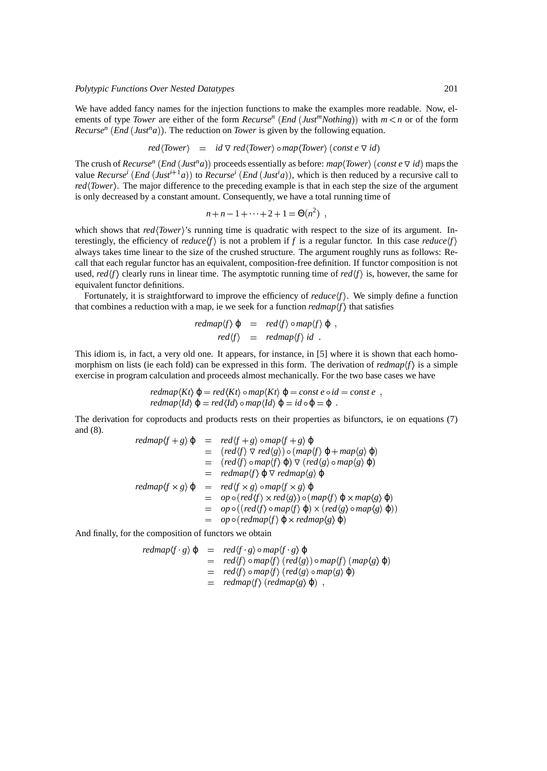We have added fancy names for the injection functions to make the examples more readable. Now, elements of type *Tower* are either of the form $Recurse^n\ (End\ (Just^m Nothing))$ with $m < n$ or of the form $Recurse^n\ (End\ (Just^n a))$. The reduction on *Tower* is given by the following equation.

$$red\langle Tower\rangle \quad = \quad id \mathbin{\nabla} red\langle Tower\rangle \circ map\langle Tower\rangle\ (const\ e \mathbin{\nabla} id)$$

The crush of $Recurse^n\ (End\ (Just^n a))$ proceeds essentially as before: $map\langle Tower\rangle\ (const\ e \mathbin{\nabla} id)$ maps the value $Recurse^i\ (End\ (Just^{i+1} a))$ to $Recurse^i\ (End\ (Just^i a))$, which is then reduced by a recursive call to $red\langle Tower\rangle$. The major difference to the preceding example is that in each step the size of the argument is only decreased by a constant amount. Consequently, we have a total running time of

$$n + n - 1 + \cdots + 2 + 1 = \Theta(n^2)\ ,$$

which shows that $red\langle Tower\rangle$'s running time is quadratic with respect to the size of its argument. Interestingly, the efficiency of $reduce\langle f\rangle$ is not a problem if $f$ is a regular functor. In this case $reduce\langle f\rangle$ always takes time linear to the size of the crushed structure. The argument roughly runs as follows: Recall that each regular functor has an equivalent, composition-free definition. If functor composition is not used, $red\langle f\rangle$ clearly runs in linear time. The asymptotic running time of $red\langle f\rangle$ is, however, the same for equivalent functor definitions.

Fortunately, it is straightforward to improve the efficiency of $reduce\langle f\rangle$. We simply define a function that combines a reduction with a map, ie we seek for a function $redmap\langle f\rangle$ that satisfies

$$\begin{aligned}
redmap\langle f\rangle\ \varphi \quad &= \quad red\langle f\rangle \circ map\langle f\rangle\ \varphi\ ,\\
red\langle f\rangle \quad &= \quad redmap\langle f\rangle\ id\ .
\end{aligned}$$

This idiom is, in fact, a very old one. It appears, for instance, in [5] where it is shown that each homomorphism on lists (ie each fold) can be expressed in this form. The derivation of $redmap\langle f\rangle$ is a simple exercise in program calculation and proceeds almost mechanically. For the two base cases we have

$$\begin{aligned}
&redmap\langle Kt\rangle\ \varphi = red\langle Kt\rangle \circ map\langle Kt\rangle\ \varphi = const\ e \circ id = const\ e\ ,\\
&redmap\langle Id\rangle\ \varphi = red\langle Id\rangle \circ map\langle Id\rangle\ \varphi = id \circ \varphi = \varphi\ .
\end{aligned}$$

The derivation for coproducts and products rests on their properties as bifunctors, ie on equations (7) and (8).

$$\begin{aligned}
redmap\langle f+g\rangle\ \varphi \quad &= \quad red\langle f+g\rangle \circ map\langle f+g\rangle\ \varphi\\
&= \quad (red\langle f\rangle \mathbin{\nabla} red\langle g\rangle) \circ (map\langle f\rangle\ \varphi + map\langle g\rangle\ \varphi)\\
&= \quad (red\langle f\rangle \circ map\langle f\rangle\ \varphi) \mathbin{\nabla} (red\langle g\rangle \circ map\langle g\rangle\ \varphi)\\
&= \quad redmap\langle f\rangle\ \varphi \mathbin{\nabla} redmap\langle g\rangle\ \varphi\\
redmap\langle f\times g\rangle\ \varphi \quad &= \quad red\langle f\times g\rangle \circ map\langle f\times g\rangle\ \varphi\\
&= \quad op \circ (red\langle f\rangle \times red\langle g\rangle) \circ (map\langle f\rangle\ \varphi \times map\langle g\rangle\ \varphi)\\
&= \quad op \circ ((red\langle f\rangle \circ map\langle f\rangle\ \varphi) \times (red\langle g\rangle \circ map\langle g\rangle\ \varphi))\\
&= \quad op \circ (redmap\langle f\rangle\ \varphi \times redmap\langle g\rangle\ \varphi)
\end{aligned}$$

And finally, for the composition of functors we obtain

$$\begin{aligned}
redmap\langle f\cdot g\rangle\ \varphi \quad &= \quad red\langle f\cdot g\rangle \circ map\langle f\cdot g\rangle\ \varphi\\
&= \quad red\langle f\rangle \circ map\langle f\rangle\ (red\langle g\rangle) \circ map\langle f\rangle\ (map\langle g\rangle\ \varphi)\\
&= \quad red\langle f\rangle \circ map\langle f\rangle\ (red\langle g\rangle \circ map\langle g\rangle\ \varphi)\\
&= \quad redmap\langle f\rangle\ (redmap\langle g\rangle\ \varphi)\ ,
\end{aligned}$$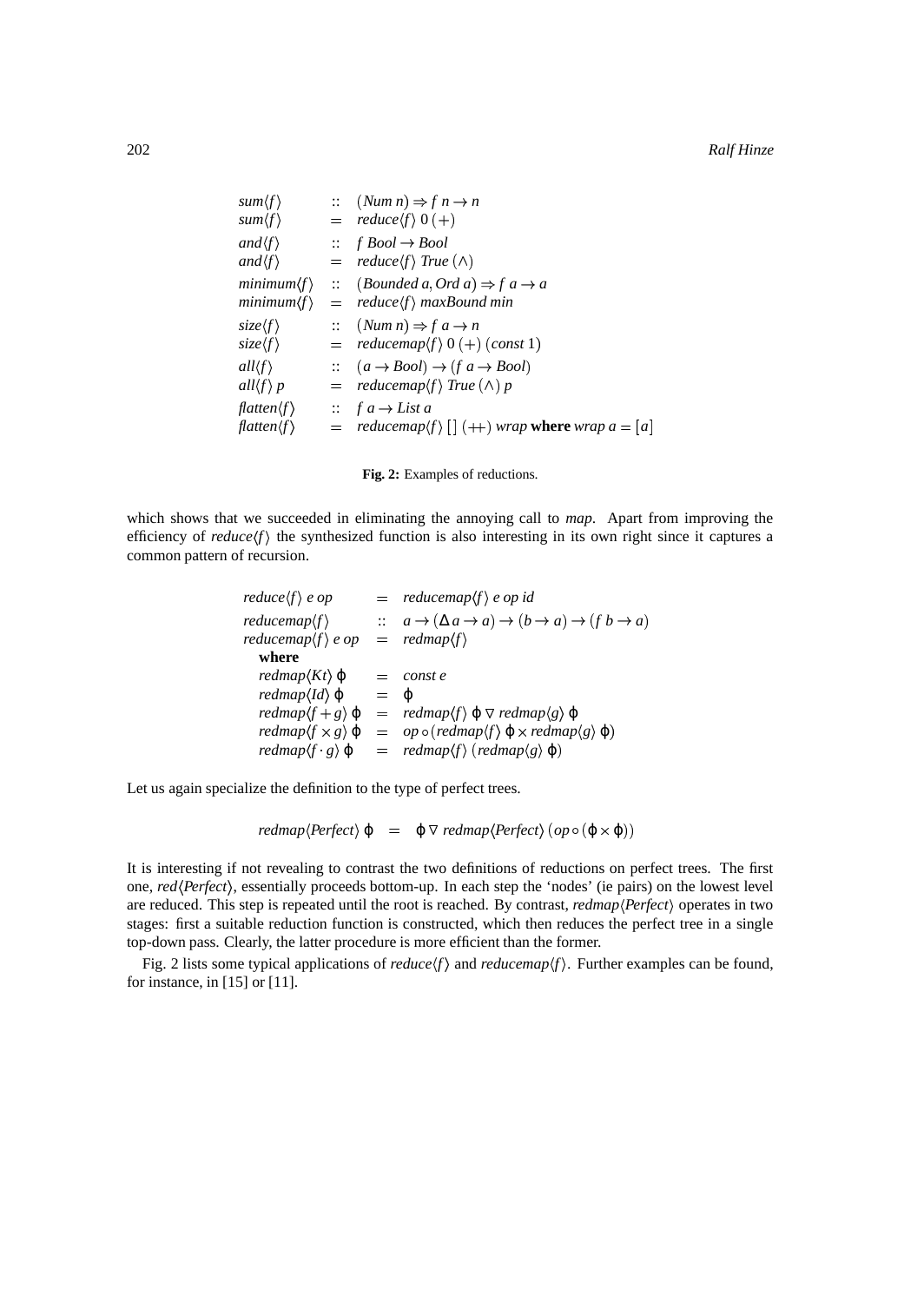$$
\begin{array}{lcl}
sum\langle f\rangle & :: & (Num\ n) \Rightarrow f\ n \rightarrow n \\
sum\langle f\rangle & = & reduce\langle f\rangle\ 0\ (+) \\
and\langle f\rangle & :: & f\ Bool \rightarrow Bool \\
and\langle f\rangle & = & reduce\langle f\rangle\ True\ (\wedge) \\
minimum\langle f\rangle & :: & (Bounded\ a, Ord\ a) \Rightarrow f\ a \rightarrow a \\
minimum\langle f\rangle & = & reduce\langle f\rangle\ maxBound\ min \\
size\langle f\rangle & :: & (Num\ n) \Rightarrow f\ a \rightarrow n \\
size\langle f\rangle & = & reducemap\langle f\rangle\ 0\ (+)\ (const\ 1) \\
all\langle f\rangle & :: & (a \rightarrow Bool) \rightarrow (f\ a \rightarrow Bool) \\
all\langle f\rangle\ p & = & reducemap\langle f\rangle\ True\ (\wedge)\ p \\
flatten\langle f\rangle & :: & f\ a \rightarrow List\ a \\
flatten\langle f\rangle & = & reducemap\langle f\rangle\ [\,]\ (+\!\!+)\ wrap\ \textbf{where}\ wrap\ a = [a]
\end{array}
$$

**Fig. 2:** Examples of reductions.

which shows that we succeeded in eliminating the annoying call to *map*. Apart from improving the efficiency of $reduce\langle f\rangle$ the synthesized function is also interesting in its own right since it captures a common pattern of recursion.

$$
\begin{array}{lcl}
reduce\langle f\rangle\ e\ op & = & reducemap\langle f\rangle\ e\ op\ id \\
reducemap\langle f\rangle & :: & a \rightarrow (\Delta a \rightarrow a) \rightarrow (b \rightarrow a) \rightarrow (f\ b \rightarrow a) \\
reducemap\langle f\rangle\ e\ op & = & redmap\langle f\rangle \\
\quad \textbf{where} & & \\
\quad redmap\langle Kt\rangle\ \varphi & = & const\ e \\
\quad redmap\langle Id\rangle\ \varphi & = & \varphi \\
\quad redmap\langle f+g\rangle\ \varphi & = & redmap\langle f\rangle\ \varphi\ \triangledown\ redmap\langle g\rangle\ \varphi \\
\quad redmap\langle f\times g\rangle\ \varphi & = & op \circ (redmap\langle f\rangle\ \varphi \times redmap\langle g\rangle\ \varphi) \\
\quad redmap\langle f\cdot g\rangle\ \varphi & = & redmap\langle f\rangle\ (redmap\langle g\rangle\ \varphi)
\end{array}
$$

Let us again specialize the definition to the type of perfect trees.

$$
redmap\langle Perfect\rangle\ \varphi \quad = \quad \varphi\ \triangledown\ redmap\langle Perfect\rangle\ (op \circ (\varphi \times \varphi))
$$

It is interesting if not revealing to contrast the two definitions of reductions on perfect trees. The first one, $red\langle Perfect\rangle$, essentially proceeds bottom-up. In each step the 'nodes' (ie pairs) on the lowest level are reduced. This step is repeated until the root is reached. By contrast, $redmap\langle Perfect\rangle$ operates in two stages: first a suitable reduction function is constructed, which then reduces the perfect tree in a single top-down pass. Clearly, the latter procedure is more efficient than the former.

Fig. 2 lists some typical applications of $reduce\langle f\rangle$ and $reducemap\langle f\rangle$. Further examples can be found, for instance, in [15] or [11].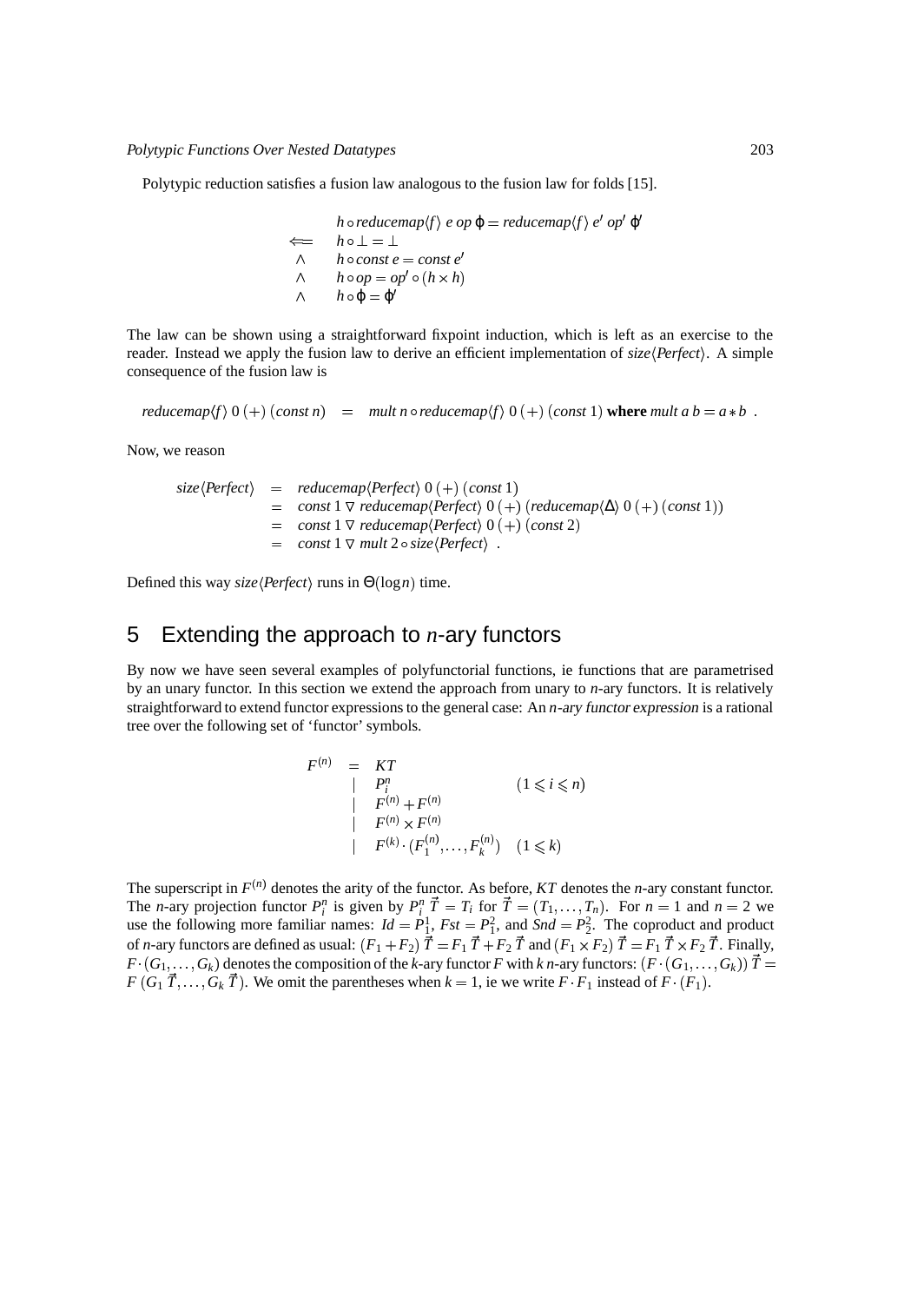Polytypic reduction satisfies a fusion law analogous to the fusion law for folds [15].

$$
\begin{array}{ll}
 & h \circ \mathit{reducemap}\langle f\rangle\ e\ \mathit{op}\ \varphi = \mathit{reducemap}\langle f\rangle\ e'\ \mathit{op}'\ \varphi' \\
\Longleftarrow & h \circ \bot = \bot \\
\wedge & h \circ \mathit{const}\ e = \mathit{const}\ e' \\
\wedge & h \circ \mathit{op} = \mathit{op}' \circ (h \times h) \\
\wedge & h \circ \varphi = \varphi'
\end{array}
$$

The law can be shown using a straightforward fixpoint induction, which is left as an exercise to the reader. Instead we apply the fusion law to derive an efficient implementation of $\mathit{size}\langle \mathit{Perfect}\rangle$. A simple consequence of the fusion law is

$$
\mathit{reducemap}\langle f\rangle\ 0\ (+)\ (\mathit{const}\ n) \quad = \quad \mathit{mult}\ n \circ \mathit{reducemap}\langle f\rangle\ 0\ (+)\ (\mathit{const}\ 1)\ \textbf{where}\ \mathit{mult}\ a\ b = a * b\ .
$$

Now, we reason

$$
\begin{array}{lll}
\mathit{size}\langle \mathit{Perfect}\rangle & = & \mathit{reducemap}\langle \mathit{Perfect}\rangle\ 0\ (+)\ (\mathit{const}\ 1) \\
 & = & \mathit{const}\ 1\ \triangledown\ \mathit{reducemap}\langle \mathit{Perfect}\rangle\ 0\ (+)\ (\mathit{reducemap}\langle \Delta\rangle\ 0\ (+)\ (\mathit{const}\ 1)) \\
 & = & \mathit{const}\ 1\ \triangledown\ \mathit{reducemap}\langle \mathit{Perfect}\rangle\ 0\ (+)\ (\mathit{const}\ 2) \\
 & = & \mathit{const}\ 1\ \triangledown\ \mathit{mult}\ 2 \circ \mathit{size}\langle \mathit{Perfect}\rangle\ .
\end{array}
$$

Defined this way $\mathit{size}\langle \mathit{Perfect}\rangle$ runs in $\Theta(\log n)$ time.

## 5 Extending the approach to $n$-ary functors

By now we have seen several examples of polyfunctorial functions, ie functions that are parametrised by an unary functor. In this section we extend the approach from unary to $n$-ary functors. It is relatively straightforward to extend functor expressions to the general case: An *$n$-ary functor expression* is a rational tree over the following set of 'functor' symbols.

$$
\begin{array}{lll}
F^{(n)} & = & KT \\
 & \mid & P_i^n \qquad\qquad\qquad (1 \leqslant i \leqslant n) \\
 & \mid & F^{(n)} + F^{(n)} \\
 & \mid & F^{(n)} \times F^{(n)} \\
 & \mid & F^{(k)} \cdot (F_1^{(n)}, \ldots, F_k^{(n)}) \quad (1 \leqslant k)
\end{array}
$$

The superscript in $F^{(n)}$ denotes the arity of the functor. As before, $KT$ denotes the $n$-ary constant functor. The $n$-ary projection functor $P_i^n$ is given by $P_i^n\ \vec{T} = T_i$ for $\vec{T} = (T_1, \ldots, T_n)$. For $n = 1$ and $n = 2$ we use the following more familiar names: $\mathit{Id} = P_1^1$, $\mathit{Fst} = P_1^2$, and $\mathit{Snd} = P_2^2$. The coproduct and product of $n$-ary functors are defined as usual: $(F_1 + F_2)\ \vec{T} = F_1\ \vec{T} + F_2\ \vec{T}$ and $(F_1 \times F_2)\ \vec{T} = F_1\ \vec{T} \times F_2\ \vec{T}$. Finally, $F \cdot (G_1, \ldots, G_k)$ denotes the composition of the $k$-ary functor $F$ with $k$ $n$-ary functors: $(F \cdot (G_1, \ldots, G_k))\ \vec{T} = F\ (G_1\ \vec{T}, \ldots, G_k\ \vec{T})$. We omit the parentheses when $k = 1$, ie we write $F \cdot F_1$ instead of $F \cdot (F_1)$.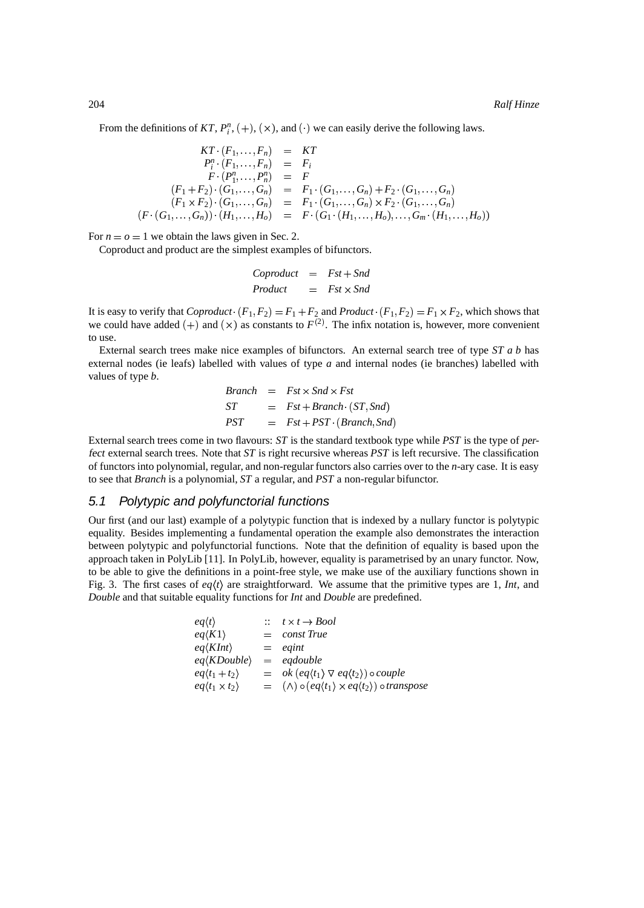From the definitions of $KT$, $P_i^n$, $(+)$, $(\times)$, and $(\cdot)$ we can easily derive the following laws.

$$
\begin{array}{rcl}
KT \cdot (F_1, \ldots, F_n) & = & KT \\
P_i^n \cdot (F_1, \ldots, F_n) & = & F_i \\
F \cdot (P_1^n, \ldots, P_n^n) & = & F \\
(F_1 + F_2) \cdot (G_1, \ldots, G_n) & = & F_1 \cdot (G_1, \ldots, G_n) + F_2 \cdot (G_1, \ldots, G_n) \\
(F_1 \times F_2) \cdot (G_1, \ldots, G_n) & = & F_1 \cdot (G_1, \ldots, G_n) \times F_2 \cdot (G_1, \ldots, G_n) \\
(F \cdot (G_1, \ldots, G_n)) \cdot (H_1, \ldots, H_o) & = & F \cdot (G_1 \cdot (H_1, \ldots, H_o), \ldots, G_m \cdot (H_1, \ldots, H_o))
\end{array}
$$

For $n = o = 1$ we obtain the laws given in Sec. 2.

Coproduct and product are the simplest examples of bifunctors.

$$
\begin{array}{rcl}
\mathit{Coproduct} & = & \mathit{Fst} + \mathit{Snd} \\
\mathit{Product} & = & \mathit{Fst} \times \mathit{Snd}
\end{array}
$$

It is easy to verify that $\mathit{Coproduct} \cdot (F_1, F_2) = F_1 + F_2$ and $\mathit{Product} \cdot (F_1, F_2) = F_1 \times F_2$, which shows that we could have added $(+)$ and $(\times)$ as constants to $F^{(2)}$. The infix notation is, however, more convenient to use.

External search trees make nice examples of bifunctors. An external search tree of type $\mathit{ST}\ a\ b$ has external nodes (ie leafs) labelled with values of type $a$ and internal nodes (ie branches) labelled with values of type $b$.

$$
\begin{array}{rcl}
\mathit{Branch} & = & \mathit{Fst} \times \mathit{Snd} \times \mathit{Fst} \\
\mathit{ST} & = & \mathit{Fst} + \mathit{Branch} \cdot (\mathit{ST}, \mathit{Snd}) \\
\mathit{PST} & = & \mathit{Fst} + \mathit{PST} \cdot (\mathit{Branch}, \mathit{Snd})
\end{array}
$$

External search trees come in two flavours: $\mathit{ST}$ is the standard textbook type while $\mathit{PST}$ is the type of *perfect* external search trees. Note that $\mathit{ST}$ is right recursive whereas $\mathit{PST}$ is left recursive. The classification of functors into polynomial, regular, and non-regular functors also carries over to the $n$-ary case. It is easy to see that $\mathit{Branch}$ is a polynomial, $\mathit{ST}$ a regular, and $\mathit{PST}$ a non-regular bifunctor.

## 5.1 Polytypic and polyfunctorial functions

Our first (and our last) example of a polytypic function that is indexed by a nullary functor is polytypic equality. Besides implementing a fundamental operation the example also demonstrates the interaction between polytypic and polyfunctorial functions. Note that the definition of equality is based upon the approach taken in PolyLib [11]. In PolyLib, however, equality is parametrised by an unary functor. Now, to be able to give the definitions in a point-free style, we make use of the auxiliary functions shown in Fig. 3. The first cases of $eq\langle t\rangle$ are straightforward. We assume that the primitive types are 1, $\mathit{Int}$, and $\mathit{Double}$ and that suitable equality functions for $\mathit{Int}$ and $\mathit{Double}$ are predefined.

$$
\begin{array}{lcl}
eq\langle t\rangle & :: & t \times t \rightarrow \mathit{Bool} \\
eq\langle K1\rangle & = & \mathit{const}\ \mathit{True} \\
eq\langle K\mathit{Int}\rangle & = & \mathit{eqint} \\
eq\langle K\mathit{Double}\rangle & = & \mathit{eqdouble} \\
eq\langle t_1 + t_2\rangle & = & \mathit{ok}\ (eq\langle t_1\rangle \mathbin{\nabla} eq\langle t_2\rangle) \circ \mathit{couple} \\
eq\langle t_1 \times t_2\rangle & = & (\wedge) \circ (eq\langle t_1\rangle \times eq\langle t_2\rangle) \circ \mathit{transpose}
\end{array}
$$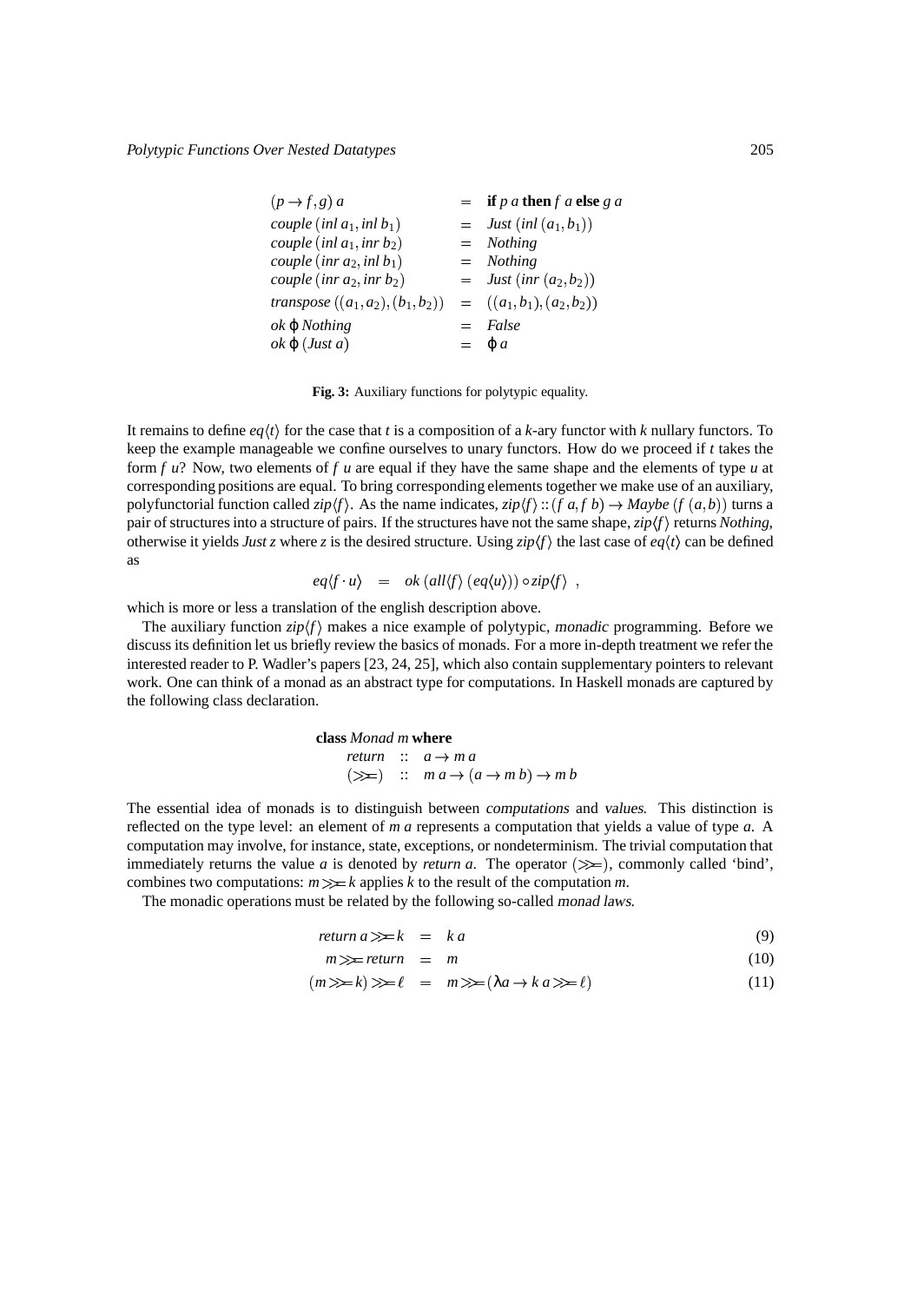$$
\begin{array}{lcl}
(p \to f, g)\ a & = & \textbf{if}\ p\ a\ \textbf{then}\ f\ a\ \textbf{else}\ g\ a \\
\mathit{couple}\ (\mathit{inl}\ a_1, \mathit{inl}\ b_1) & = & \mathit{Just}\ (\mathit{inl}\ (a_1, b_1)) \\
\mathit{couple}\ (\mathit{inl}\ a_1, \mathit{inr}\ b_2) & = & \mathit{Nothing} \\
\mathit{couple}\ (\mathit{inr}\ a_2, \mathit{inl}\ b_1) & = & \mathit{Nothing} \\
\mathit{couple}\ (\mathit{inr}\ a_2, \mathit{inr}\ b_2) & = & \mathit{Just}\ (\mathit{inr}\ (a_2, b_2)) \\
\mathit{transpose}\ ((a_1, a_2), (b_1, b_2)) & = & ((a_1, b_1), (a_2, b_2)) \\
\mathit{ok}\ \varphi\ \mathit{Nothing} & = & \mathit{False} \\
\mathit{ok}\ \varphi\ (\mathit{Just}\ a) & = & \varphi\ a
\end{array}
$$

**Fig. 3:** Auxiliary functions for polytypic equality.

It remains to define $eq\langle t\rangle$ for the case that $t$ is a composition of a $k$-ary functor with $k$ nullary functors. To keep the example manageable we confine ourselves to unary functors. How do we proceed if $t$ takes the form $f\ u$? Now, two elements of $f\ u$ are equal if they have the same shape and the elements of type $u$ at corresponding positions are equal. To bring corresponding elements together we make use of an auxiliary, polyfunctorial function called $zip\langle f\rangle$. As the name indicates, $zip\langle f\rangle :: (f\ a, f\ b) \to Maybe\ (f\ (a,b))$ turns a pair of structures into a structure of pairs. If the structures have not the same shape, $zip\langle f\rangle$ returns *Nothing*, otherwise it yields *Just* $z$ where $z$ is the desired structure. Using $zip\langle f\rangle$ the last case of $eq\langle t\rangle$ can be defined as

$$
eq\langle f \cdot u\rangle \quad = \quad ok\ (all\langle f\rangle\ (eq\langle u\rangle)) \circ zip\langle f\rangle\ ,
$$

which is more or less a translation of the english description above.

The auxiliary function $zip\langle f\rangle$ makes a nice example of polytypic, *monadic* programming. Before we discuss its definition let us briefly review the basics of monads. For a more in-depth treatment we refer the interested reader to P. Wadler's papers [23, 24, 25], which also contain supplementary pointers to relevant work. One can think of a monad as an abstract type for computations. In Haskell monads are captured by the following class declaration.

```
class Monad m where
  return :: a -> m a
  (>>=)  :: m a -> (a -> m b) -> m b
```

The essential idea of monads is to distinguish between *computations* and *values*. This distinction is reflected on the type level: an element of $m\ a$ represents a computation that yields a value of type $a$. A computation may involve, for instance, state, exceptions, or nondeterminism. The trivial computation that immediately returns the value $a$ is denoted by *return* $a$. The operator $(\gg=)$, commonly called 'bind', combines two computations: $m \gg= k$ applies $k$ to the result of the computation $m$.

The monadic operations must be related by the following so-called *monad laws*.

$$
\begin{array}{rcll}
return\ a \gg= k & = & k\ a & (9) \\
m \gg= return & = & m & (10) \\
(m \gg= k) \gg= \ell & = & m \gg= (\lambda a \to k\ a \gg= \ell) & (11)
\end{array}
$$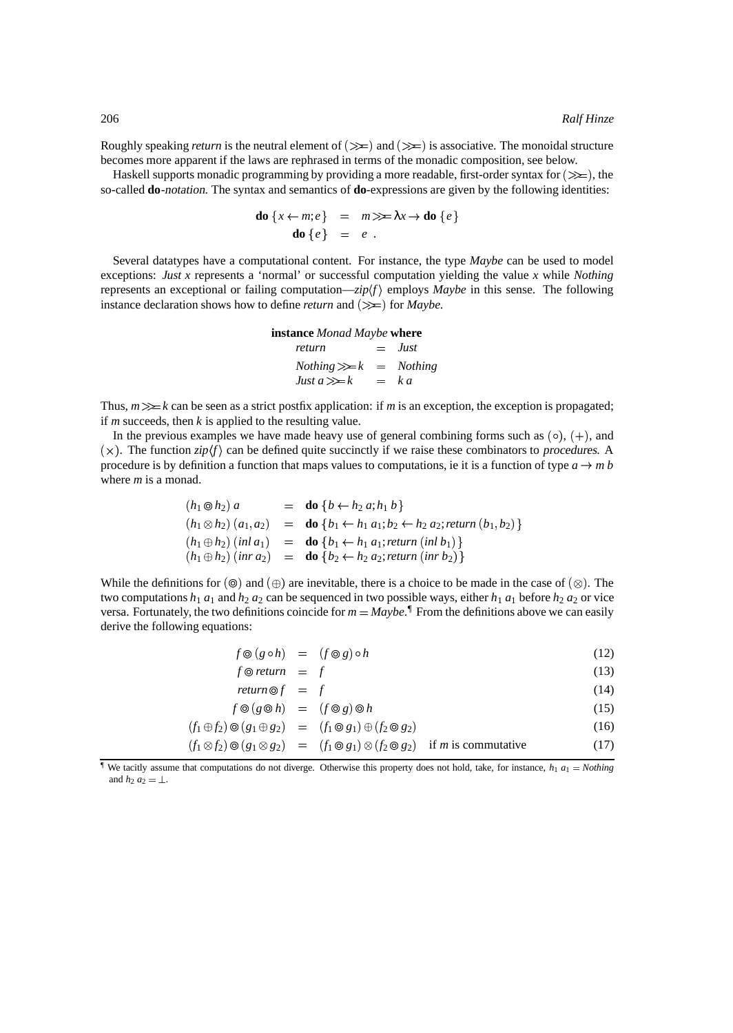Roughly speaking *return* is the neutral element of $(\gg\!=)$ and $(\gg\!=)$ is associative. The monoidal structure becomes more apparent if the laws are rephrased in terms of the monadic composition, see below.

Haskell supports monadic programming by providing a more readable, first-order syntax for $(\gg\!=)$, the so-called **do**-*notation*. The syntax and semantics of **do**-expressions are given by the following identities:

$$\begin{aligned}
\mathbf{do}\ \{x \leftarrow m; e\} &= m \gg\!= \lambda x \to \mathbf{do}\ \{e\} \\
\mathbf{do}\ \{e\} &= e \ .
\end{aligned}$$

Several datatypes have a computational content. For instance, the type *Maybe* can be used to model exceptions: *Just x* represents a 'normal' or successful computation yielding the value $x$ while *Nothing* represents an exceptional or failing computation—$zip\langle f\rangle$ employs *Maybe* in this sense. The following instance declaration shows how to define *return* and $(\gg\!=)$ for *Maybe*.

$$\begin{aligned}
&\mathbf{instance}\ \mathit{Monad\ Maybe}\ \mathbf{where} \\
&\quad \mathit{return} &&= \mathit{Just} \\
&\quad \mathit{Nothing} \gg\!= k &&= \mathit{Nothing} \\
&\quad \mathit{Just}\ a \gg\!= k &&= k\ a
\end{aligned}$$

Thus, $m \gg\!= k$ can be seen as a strict postfix application: if $m$ is an exception, the exception is propagated; if $m$ succeeds, then $k$ is applied to the resulting value.

In the previous examples we have made heavy use of general combining forms such as $(\circ)$, $(+)$, and $(\times)$. The function $zip\langle f\rangle$ can be defined quite succinctly if we raise these combinators to *procedures*. A procedure is by definition a function that maps values to computations, ie it is a function of type $a \to m\ b$ where $m$ is a monad.

$$\begin{aligned}
(h_1 \circledcirc h_2)\ a &= \mathbf{do}\ \{b \leftarrow h_2\ a; h_1\ b\} \\
(h_1 \otimes h_2)\ (a_1, a_2) &= \mathbf{do}\ \{b_1 \leftarrow h_1\ a_1; b_2 \leftarrow h_2\ a_2; \mathit{return}\ (b_1, b_2)\} \\
(h_1 \oplus h_2)\ (\mathit{inl}\ a_1) &= \mathbf{do}\ \{b_1 \leftarrow h_1\ a_1; \mathit{return}\ (\mathit{inl}\ b_1)\} \\
(h_1 \oplus h_2)\ (\mathit{inr}\ a_2) &= \mathbf{do}\ \{b_2 \leftarrow h_2\ a_2; \mathit{return}\ (\mathit{inr}\ b_2)\}
\end{aligned}$$

While the definitions for $(\circledcirc)$ and $(\oplus)$ are inevitable, there is a choice to be made in the case of $(\otimes)$. The two computations $h_1\ a_1$ and $h_2\ a_2$ can be sequenced in two possible ways, either $h_1\ a_1$ before $h_2\ a_2$ or vice versa. Fortunately, the two definitions coincide for $m = \mathit{Maybe}$.[¶] From the definitions above we can easily derive the following equations:

$$\begin{aligned}
f \circledcirc (g \circ h) &= (f \circledcirc g) \circ h && (12) \\
f \circledcirc \mathit{return} &= f && (13) \\
\mathit{return} \circledcirc f &= f && (14) \\
f \circledcirc (g \circledcirc h) &= (f \circledcirc g) \circledcirc h && (15) \\
(f_1 \oplus f_2) \circledcirc (g_1 \oplus g_2) &= (f_1 \circledcirc g_1) \oplus (f_2 \circledcirc g_2) && (16) \\
(f_1 \otimes f_2) \circledcirc (g_1 \otimes g_2) &= (f_1 \circledcirc g_1) \otimes (f_2 \circledcirc g_2) \quad \text{if } m \text{ is commutative} && (17)
\end{aligned}$$

[¶] We tacitly assume that computations do not diverge. Otherwise this property does not hold, take, for instance, $h_1\ a_1 = \mathit{Nothing}$ and $h_2\ a_2 = \bot$.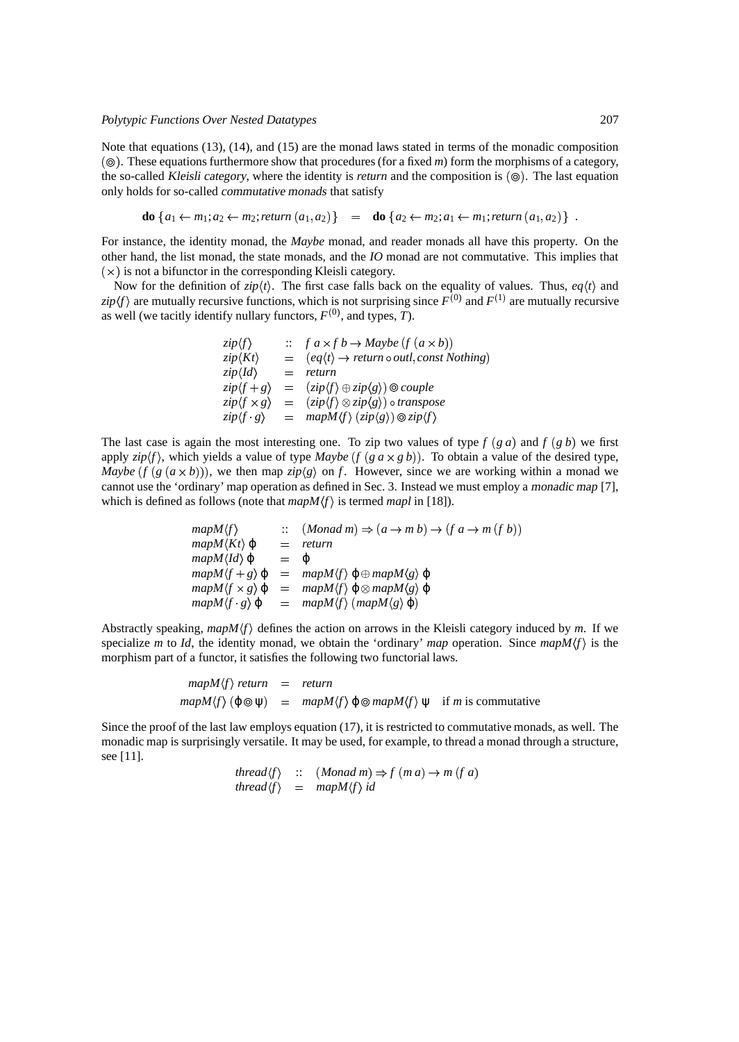Note that equations (13), (14), and (15) are the monad laws stated in terms of the monadic composition ($\circledcirc$). These equations furthermore show that procedures (for a fixed $m$) form the morphisms of a category, the so-called *Kleisli category*, where the identity is *return* and the composition is ($\circledcirc$). The last equation only holds for so-called *commutative monads* that satisfy

$$\mathbf{do}\ \{a_1 \leftarrow m_1; a_2 \leftarrow m_2; return\ (a_1, a_2)\} \quad = \quad \mathbf{do}\ \{a_2 \leftarrow m_2; a_1 \leftarrow m_1; return\ (a_1, a_2)\}\ .$$

For instance, the identity monad, the *Maybe* monad, and reader monads all have this property. On the other hand, the list monad, the state monads, and the *IO* monad are not commutative. This implies that ($\times$) is not a bifunctor in the corresponding Kleisli category.

Now for the definition of $zip\langle t\rangle$. The first case falls back on the equality of values. Thus, $eq\langle t\rangle$ and $zip\langle f\rangle$ are mutually recursive functions, which is not surprising since $F^{(0)}$ and $F^{(1)}$ are mutually recursive as well (we tacitly identify nullary functors, $F^{(0)}$, and types, $T$).

$$\begin{array}{lcl}
zip\langle f\rangle & :: & f\ a \times f\ b \rightarrow Maybe\ (f\ (a \times b)) \\
zip\langle Kt\rangle & = & (eq\langle t\rangle \rightarrow return \circ outl, const\ Nothing) \\
zip\langle Id\rangle & = & return \\
zip\langle f+g\rangle & = & (zip\langle f\rangle \oplus zip\langle g\rangle) \circledcirc couple \\
zip\langle f\times g\rangle & = & (zip\langle f\rangle \otimes zip\langle g\rangle) \circ transpose \\
zip\langle f\cdot g\rangle & = & mapM\langle f\rangle\ (zip\langle g\rangle) \circledcirc zip\langle f\rangle
\end{array}$$

The last case is again the most interesting one. To zip two values of type $f\ (g\ a)$ and $f\ (g\ b)$ we first apply $zip\langle f\rangle$, which yields a value of type $Maybe\ (f\ (g\ a \times g\ b))$. To obtain a value of the desired type, $Maybe\ (f\ (g\ (a \times b)))$, we then map $zip\langle g\rangle$ on $f$. However, since we are working within a monad we cannot use the 'ordinary' map operation as defined in Sec. 3. Instead we must employ a *monadic map* [7], which is defined as follows (note that $mapM\langle f\rangle$ is termed *mapl* in [18]).

$$\begin{array}{lcl}
mapM\langle f\rangle & :: & (Monad\ m) \Rightarrow (a \rightarrow m\ b) \rightarrow (f\ a \rightarrow m\ (f\ b)) \\
mapM\langle Kt\rangle\ \varphi & = & return \\
mapM\langle Id\rangle\ \varphi & = & \varphi \\
mapM\langle f+g\rangle\ \varphi & = & mapM\langle f\rangle\ \varphi \oplus mapM\langle g\rangle\ \varphi \\
mapM\langle f\times g\rangle\ \varphi & = & mapM\langle f\rangle\ \varphi \otimes mapM\langle g\rangle\ \varphi \\
mapM\langle f\cdot g\rangle\ \varphi & = & mapM\langle f\rangle\ (mapM\langle g\rangle\ \varphi)
\end{array}$$

Abstractly speaking, $mapM\langle f\rangle$ defines the action on arrows in the Kleisli category induced by $m$. If we specialize $m$ to $Id$, the identity monad, we obtain the 'ordinary' *map* operation. Since $mapM\langle f\rangle$ is the morphism part of a functor, it satisfies the following two functorial laws.

$$\begin{array}{lcll}
mapM\langle f\rangle\ return & = & return & \\
mapM\langle f\rangle\ (\varphi \circledcirc \psi) & = & mapM\langle f\rangle\ \varphi \circledcirc mapM\langle f\rangle\ \psi & \text{if } m \text{ is commutative}
\end{array}$$

Since the proof of the last law employs equation (17), it is restricted to commutative monads, as well. The monadic map is surprisingly versatile. It may be used, for example, to thread a monad through a structure, see [11].

$$\begin{array}{lcl}
thread\langle f\rangle & :: & (Monad\ m) \Rightarrow f\ (m\ a) \rightarrow m\ (f\ a) \\
thread\langle f\rangle & = & mapM\langle f\rangle\ id
\end{array}$$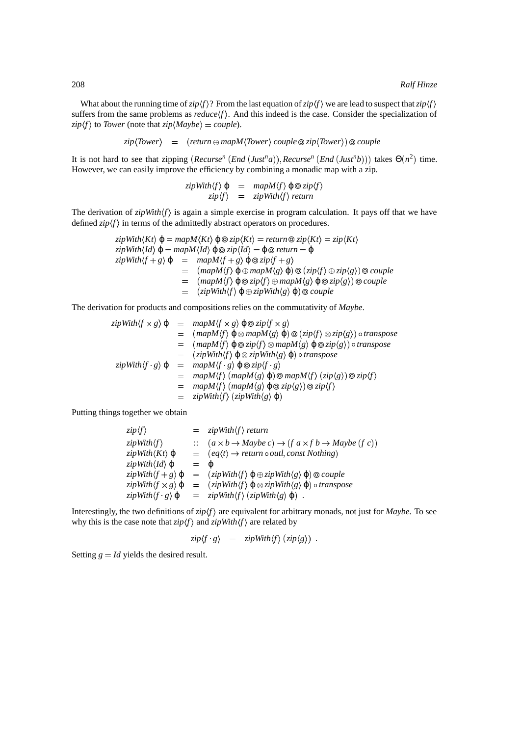What about the running time of $zip\langle f\rangle$? From the last equation of $zip\langle f\rangle$ we are lead to suspect that $zip\langle f\rangle$ suffers from the same problems as $reduce\langle f\rangle$. And this indeed is the case. Consider the specialization of $zip\langle f\rangle$ to *Tower* (note that $zip\langle Maybe\rangle = couple$).

$$zip\langle Tower\rangle \quad = \quad (return \oplus mapM\langle Tower\rangle\ couple \circledcirc zip\langle Tower\rangle) \circledcirc couple$$

It is not hard to see that zipping $(Recurse^n\ (End\ (Just^n a)), Recurse^n\ (End\ (Just^n b)))$ takes $\Theta(n^2)$ time. However, we can easily improve the efficiency by combining a monadic map with a zip.

$$\begin{array}{rcl} zipWith\langle f\rangle\ \varphi & = & mapM\langle f\rangle\ \varphi \circledcirc zip\langle f\rangle \\ zip\langle f\rangle & = & zipWith\langle f\rangle\ return \end{array}$$

The derivation of $zipWith\langle f\rangle$ is again a simple exercise in program calculation. It pays off that we have defined $zip\langle f\rangle$ in terms of the admittedly abstract operators on procedures.

$$\begin{array}{l} zipWith\langle Kt\rangle\ \varphi = mapM\langle Kt\rangle\ \varphi \circledcirc zip\langle Kt\rangle = return \circledcirc zip\langle Kt\rangle = zip\langle Kt\rangle \\ zipWith\langle Id\rangle\ \varphi = mapM\langle Id\rangle\ \varphi \circledcirc zip\langle Id\rangle = \varphi \circledcirc return = \varphi \\ \begin{array}{rcl} zipWith\langle f+g\rangle\ \varphi & = & mapM\langle f+g\rangle\ \varphi \circledcirc zip\langle f+g\rangle \\ & = & (mapM\langle f\rangle\ \varphi \oplus mapM\langle g\rangle\ \varphi) \circledcirc (zip\langle f\rangle \oplus zip\langle g\rangle) \circledcirc couple \\ & = & (mapM\langle f\rangle\ \varphi \circledcirc zip\langle f\rangle \oplus mapM\langle g\rangle\ \varphi \circledcirc zip\langle g\rangle) \circledcirc couple \\ & = & (zipWith\langle f\rangle\ \varphi \oplus zipWith\langle g\rangle\ \varphi) \circledcirc couple \end{array} \end{array}$$

The derivation for products and compositions relies on the commutativity of *Maybe*.

$$\begin{array}{rcl} zipWith\langle f\times g\rangle\ \varphi & = & mapM\langle f\times g\rangle\ \varphi \circledcirc zip\langle f\times g\rangle \\ & = & (mapM\langle f\rangle\ \varphi \otimes mapM\langle g\rangle\ \varphi) \circledcirc (zip\langle f\rangle \otimes zip\langle g\rangle) \circ transpose \\ & = & (mapM\langle f\rangle\ \varphi \circledcirc zip\langle f\rangle \otimes mapM\langle g\rangle\ \varphi \circledcirc zip\langle g\rangle) \circ transpose \\ & = & (zipWith\langle f\rangle\ \varphi \otimes zipWith\langle g\rangle\ \varphi) \circ transpose \\ zipWith\langle f\cdot g\rangle\ \varphi & = & mapM\langle f\cdot g\rangle\ \varphi \circledcirc zip\langle f\cdot g\rangle \\ & = & mapM\langle f\rangle\ (mapM\langle g\rangle\ \varphi) \circledcirc mapM\langle f\rangle\ (zip\langle g\rangle) \circledcirc zip\langle f\rangle \\ & = & mapM\langle f\rangle\ (mapM\langle g\rangle\ \varphi \circledcirc zip\langle g\rangle) \circledcirc zip\langle f\rangle \\ & = & zipWith\langle f\rangle\ (zipWith\langle g\rangle\ \varphi) \end{array}$$

Putting things together we obtain

$$\begin{array}{rcl} zip\langle f\rangle & = & zipWith\langle f\rangle\ return \\ zipWith\langle f\rangle & :: & (a\times b \to Maybe\ c) \to (f\ a \times f\ b \to Maybe\ (f\ c)) \\ zipWith\langle Kt\rangle\ \varphi & = & (eq\langle t\rangle \to return \circ outl, const\ Nothing) \\ zipWith\langle Id\rangle\ \varphi & = & \varphi \\ zipWith\langle f+g\rangle\ \varphi & = & (zipWith\langle f\rangle\ \varphi \oplus zipWith\langle g\rangle\ \varphi) \circledcirc couple \\ zipWith\langle f\times g\rangle\ \varphi & = & (zipWith\langle f\rangle\ \varphi \otimes zipWith\langle g\rangle\ \varphi) \circ transpose \\ zipWith\langle f\cdot g\rangle\ \varphi & = & zipWith\langle f\rangle\ (zipWith\langle g\rangle\ \varphi)\ . \end{array}$$

Interestingly, the two definitions of $zip\langle f\rangle$ are equivalent for arbitrary monads, not just for *Maybe*. To see why this is the case note that $zip\langle f\rangle$ and $zipWith\langle f\rangle$ are related by

$$zip\langle f\cdot g\rangle \quad = \quad zipWith\langle f\rangle\ (zip\langle g\rangle)\ .$$

Setting $g = Id$ yields the desired result.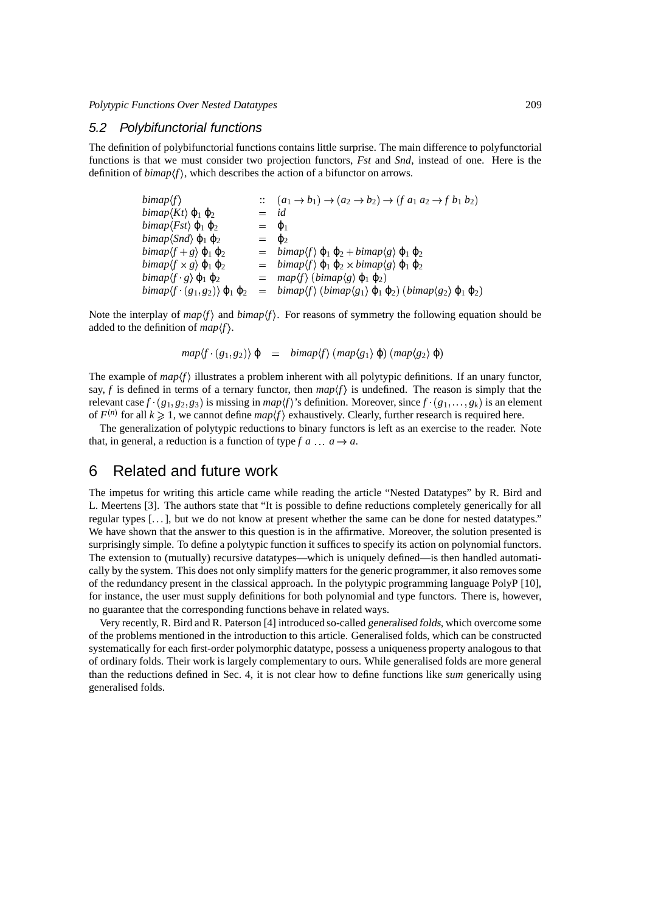### 5.2 Polybifunctorial functions

The definition of polybifunctorial functions contains little surprise. The main difference to polyfunctorial functions is that we must consider two projection functors, *Fst* and *Snd*, instead of one. Here is the definition of $bimap\langle f\rangle$, which describes the action of a bifunctor on arrows.

$$
\begin{array}{lcl}
bimap\langle f\rangle & :: & (a_1 \to b_1) \to (a_2 \to b_2) \to (f\ a_1\ a_2 \to f\ b_1\ b_2)\\
bimap\langle Kt\rangle\ \varphi_1\ \varphi_2 & = & id\\
bimap\langle Fst\rangle\ \varphi_1\ \varphi_2 & = & \varphi_1\\
bimap\langle Snd\rangle\ \varphi_1\ \varphi_2 & = & \varphi_2\\
bimap\langle f+g\rangle\ \varphi_1\ \varphi_2 & = & bimap\langle f\rangle\ \varphi_1\ \varphi_2 + bimap\langle g\rangle\ \varphi_1\ \varphi_2\\
bimap\langle f\times g\rangle\ \varphi_1\ \varphi_2 & = & bimap\langle f\rangle\ \varphi_1\ \varphi_2 \times bimap\langle g\rangle\ \varphi_1\ \varphi_2\\
bimap\langle f\cdot g\rangle\ \varphi_1\ \varphi_2 & = & map\langle f\rangle\ (bimap\langle g\rangle\ \varphi_1\ \varphi_2)\\
bimap\langle f\cdot (g_1,g_2)\rangle\ \varphi_1\ \varphi_2 & = & bimap\langle f\rangle\ (bimap\langle g_1\rangle\ \varphi_1\ \varphi_2)\ (bimap\langle g_2\rangle\ \varphi_1\ \varphi_2)
\end{array}
$$

Note the interplay of $map\langle f\rangle$ and $bimap\langle f\rangle$. For reasons of symmetry the following equation should be added to the definition of $map\langle f\rangle$.

$$map\langle f\cdot(g_1,g_2)\rangle\ \varphi \quad = \quad bimap\langle f\rangle\ (map\langle g_1\rangle\ \varphi)\ (map\langle g_2\rangle\ \varphi)$$

The example of $map\langle f\rangle$ illustrates a problem inherent with all polytypic definitions. If an unary functor, say, $f$ is defined in terms of a ternary functor, then $map\langle f\rangle$ is undefined. The reason is simply that the relevant case $f\cdot(g_1,g_2,g_3)$ is missing in $map\langle f\rangle$'s definition. Moreover, since $f\cdot(g_1,\ldots,g_k)$ is an element of $F^{(n)}$ for all $k \geqslant 1$, we cannot define $map\langle f\rangle$ exhaustively. Clearly, further research is required here.

The generalization of polytypic reductions to binary functors is left as an exercise to the reader. Note that, in general, a reduction is a function of type $f\ a\ \ldots\ a \to a$.

## 6 Related and future work

The impetus for writing this article came while reading the article "Nested Datatypes" by R. Bird and L. Meertens [3]. The authors state that "It is possible to define reductions completely generically for all regular types [...], but we do not know at present whether the same can be done for nested datatypes." We have shown that the answer to this question is in the affirmative. Moreover, the solution presented is surprisingly simple. To define a polytypic function it suffices to specify its action on polynomial functors. The extension to (mutually) recursive datatypes—which is uniquely defined—is then handled automatically by the system. This does not only simplify matters for the generic programmer, it also removes some of the redundancy present in the classical approach. In the polytypic programming language PolyP [10], for instance, the user must supply definitions for both polynomial and type functors. There is, however, no guarantee that the corresponding functions behave in related ways.

Very recently, R. Bird and R. Paterson [4] introduced so-called *generalised folds*, which overcome some of the problems mentioned in the introduction to this article. Generalised folds, which can be constructed systematically for each first-order polymorphic datatype, possess a uniqueness property analogous to that of ordinary folds. Their work is largely complementary to ours. While generalised folds are more general than the reductions defined in Sec. 4, it is not clear how to define functions like *sum* generically using generalised folds.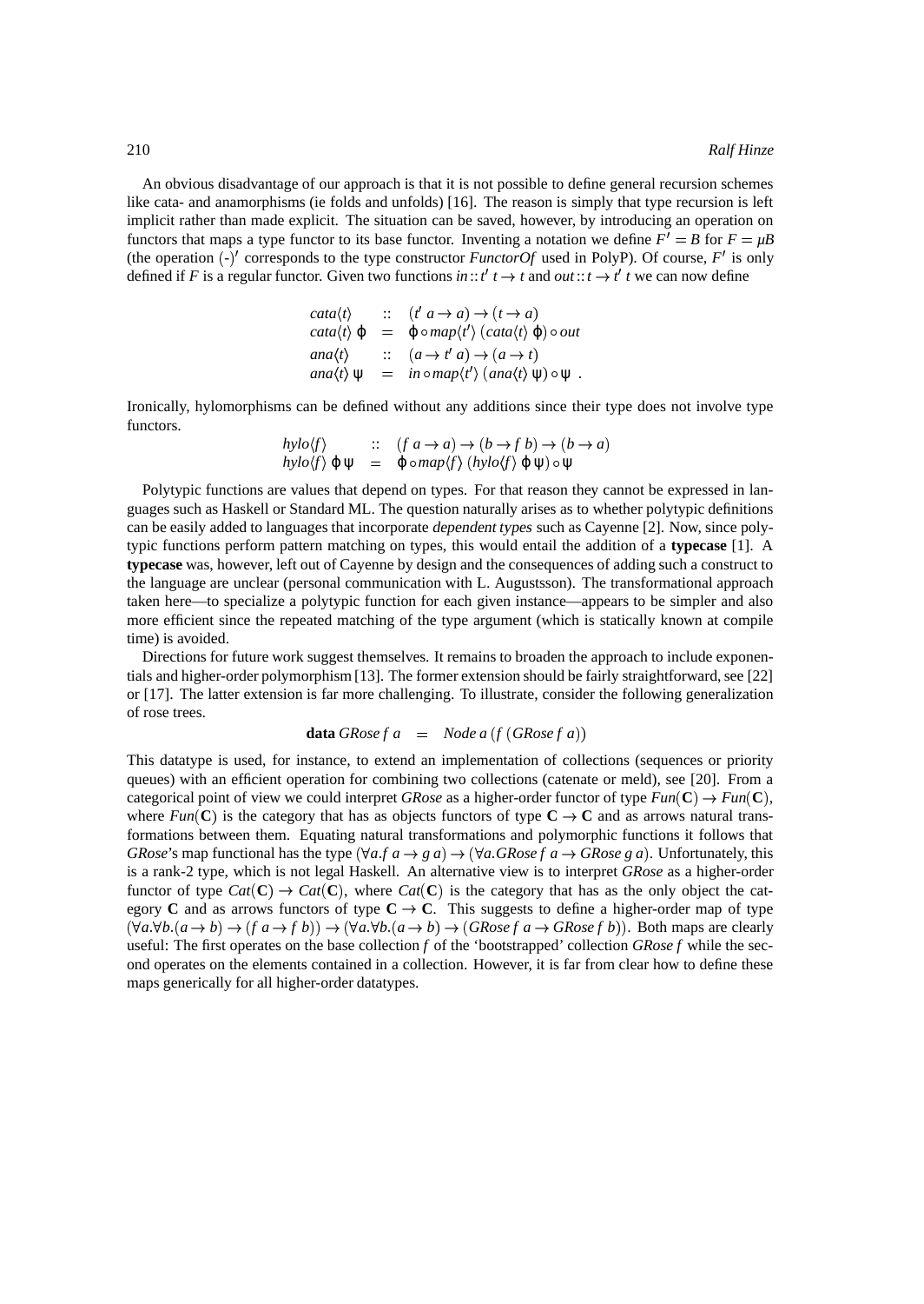An obvious disadvantage of our approach is that it is not possible to define general recursion schemes like cata- and anamorphisms (ie folds and unfolds) [16]. The reason is simply that type recursion is left implicit rather than made explicit. The situation can be saved, however, by introducing an operation on functors that maps a type functor to its base functor. Inventing a notation we define $F' = B$ for $F = \mu B$ (the operation $(\text{-})'$ corresponds to the type constructor *FunctorOf* used in PolyP). Of course, $F'$ is only defined if $F$ is a regular functor. Given two functions $in :: t'\ t \to t$ and $out :: t \to t'\ t$ we can now define

$$
\begin{aligned}
cata\langle t\rangle &:: (t'\ a \to a) \to (t \to a)\\
cata\langle t\rangle\ \varphi &= \varphi \circ map\langle t'\rangle\ (cata\langle t\rangle\ \varphi) \circ out\\
ana\langle t\rangle &:: (a \to t'\ a) \to (a \to t)\\
ana\langle t\rangle\ \psi &= in \circ map\langle t'\rangle\ (ana\langle t\rangle\ \psi) \circ \psi\ .
\end{aligned}
$$

Ironically, hylomorphisms can be defined without any additions since their type does not involve type functors.

$$
\begin{aligned}
hylo\langle f\rangle &:: (f\ a \to a) \to (b \to f\ b) \to (b \to a)\\
hylo\langle f\rangle\ \varphi\ \psi &= \varphi \circ map\langle f\rangle\ (hylo\langle f\rangle\ \varphi\ \psi) \circ \psi
\end{aligned}
$$

Polytypic functions are values that depend on types. For that reason they cannot be expressed in languages such as Haskell or Standard ML. The question naturally arises as to whether polytypic definitions can be easily added to languages that incorporate *dependent types* such as Cayenne [2]. Now, since polytypic functions perform pattern matching on types, this would entail the addition of a **typecase** [1]. A **typecase** was, however, left out of Cayenne by design and the consequences of adding such a construct to the language are unclear (personal communication with L. Augustsson). The transformational approach taken here—to specialize a polytypic function for each given instance—appears to be simpler and also more efficient since the repeated matching of the type argument (which is statically known at compile time) is avoided.

Directions for future work suggest themselves. It remains to broaden the approach to include exponentials and higher-order polymorphism [13]. The former extension should be fairly straightforward, see [22] or [17]. The latter extension is far more challenging. To illustrate, consider the following generalization of rose trees.

$$
\textbf{data}\ GRose\ f\ a \ = \ Node\ a\ (f\ (GRose\ f\ a))
$$

This datatype is used, for instance, to extend an implementation of collections (sequences or priority queues) with an efficient operation for combining two collections (catenate or meld), see [20]. From a categorical point of view we could interpret *GRose* as a higher-order functor of type $Fun(\mathbf{C}) \to Fun(\mathbf{C})$, where $Fun(\mathbf{C})$ is the category that has as objects functors of type $\mathbf{C} \to \mathbf{C}$ and as arrows natural transformations between them. Equating natural transformations and polymorphic functions it follows that *GRose*'s map functional has the type $(\forall a.f\ a \to g\ a) \to (\forall a.GRose\ f\ a \to GRose\ g\ a)$. Unfortunately, this is a rank-2 type, which is not legal Haskell. An alternative view is to interpret *GRose* as a higher-order functor of type $Cat(\mathbf{C}) \to Cat(\mathbf{C})$, where $Cat(\mathbf{C})$ is the category that has as the only object the category $\mathbf{C}$ and as arrows functors of type $\mathbf{C} \to \mathbf{C}$. This suggests to define a higher-order map of type $(\forall a.\forall b.(a \to b) \to (f\ a \to f\ b)) \to (\forall a.\forall b.(a \to b) \to (GRose\ f\ a \to GRose\ f\ b))$. Both maps are clearly useful: The first operates on the base collection $f$ of the 'bootstrapped' collection *GRose f* while the second operates on the elements contained in a collection. However, it is far from clear how to define these maps generically for all higher-order datatypes.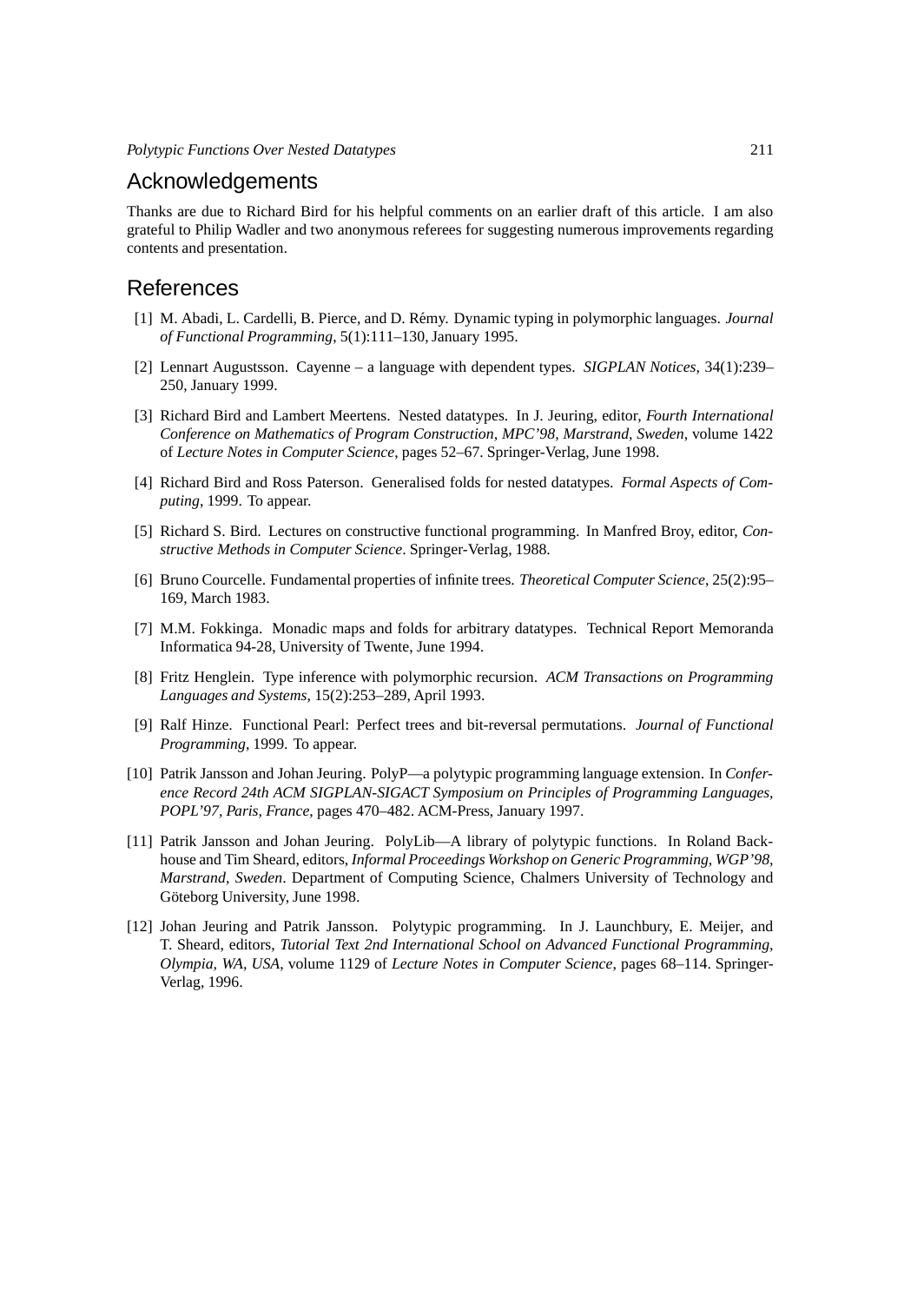## Acknowledgements

Thanks are due to Richard Bird for his helpful comments on an earlier draft of this article. I am also grateful to Philip Wadler and two anonymous referees for suggesting numerous improvements regarding contents and presentation.

## References

[1] M. Abadi, L. Cardelli, B. Pierce, and D. Rémy. Dynamic typing in polymorphic languages. *Journal of Functional Programming*, 5(1):111–130, January 1995.

[2] Lennart Augustsson. Cayenne – a language with dependent types. *SIGPLAN Notices*, 34(1):239–250, January 1999.

[3] Richard Bird and Lambert Meertens. Nested datatypes. In J. Jeuring, editor, *Fourth International Conference on Mathematics of Program Construction, MPC'98, Marstrand, Sweden*, volume 1422 of *Lecture Notes in Computer Science*, pages 52–67. Springer-Verlag, June 1998.

[4] Richard Bird and Ross Paterson. Generalised folds for nested datatypes. *Formal Aspects of Computing*, 1999. To appear.

[5] Richard S. Bird. Lectures on constructive functional programming. In Manfred Broy, editor, *Constructive Methods in Computer Science*. Springer-Verlag, 1988.

[6] Bruno Courcelle. Fundamental properties of infinite trees. *Theoretical Computer Science*, 25(2):95–169, March 1983.

[7] M.M. Fokkinga. Monadic maps and folds for arbitrary datatypes. Technical Report Memoranda Informatica 94-28, University of Twente, June 1994.

[8] Fritz Henglein. Type inference with polymorphic recursion. *ACM Transactions on Programming Languages and Systems*, 15(2):253–289, April 1993.

[9] Ralf Hinze. Functional Pearl: Perfect trees and bit-reversal permutations. *Journal of Functional Programming*, 1999. To appear.

[10] Patrik Jansson and Johan Jeuring. PolyP—a polytypic programming language extension. In *Conference Record 24th ACM SIGPLAN-SIGACT Symposium on Principles of Programming Languages, POPL'97, Paris, France*, pages 470–482. ACM-Press, January 1997.

[11] Patrik Jansson and Johan Jeuring. PolyLib—A library of polytypic functions. In Roland Backhouse and Tim Sheard, editors, *Informal Proceedings Workshop on Generic Programming, WGP'98, Marstrand, Sweden*. Department of Computing Science, Chalmers University of Technology and Göteborg University, June 1998.

[12] Johan Jeuring and Patrik Jansson. Polytypic programming. In J. Launchbury, E. Meijer, and T. Sheard, editors, *Tutorial Text 2nd International School on Advanced Functional Programming, Olympia, WA, USA*, volume 1129 of *Lecture Notes in Computer Science*, pages 68–114. Springer-Verlag, 1996.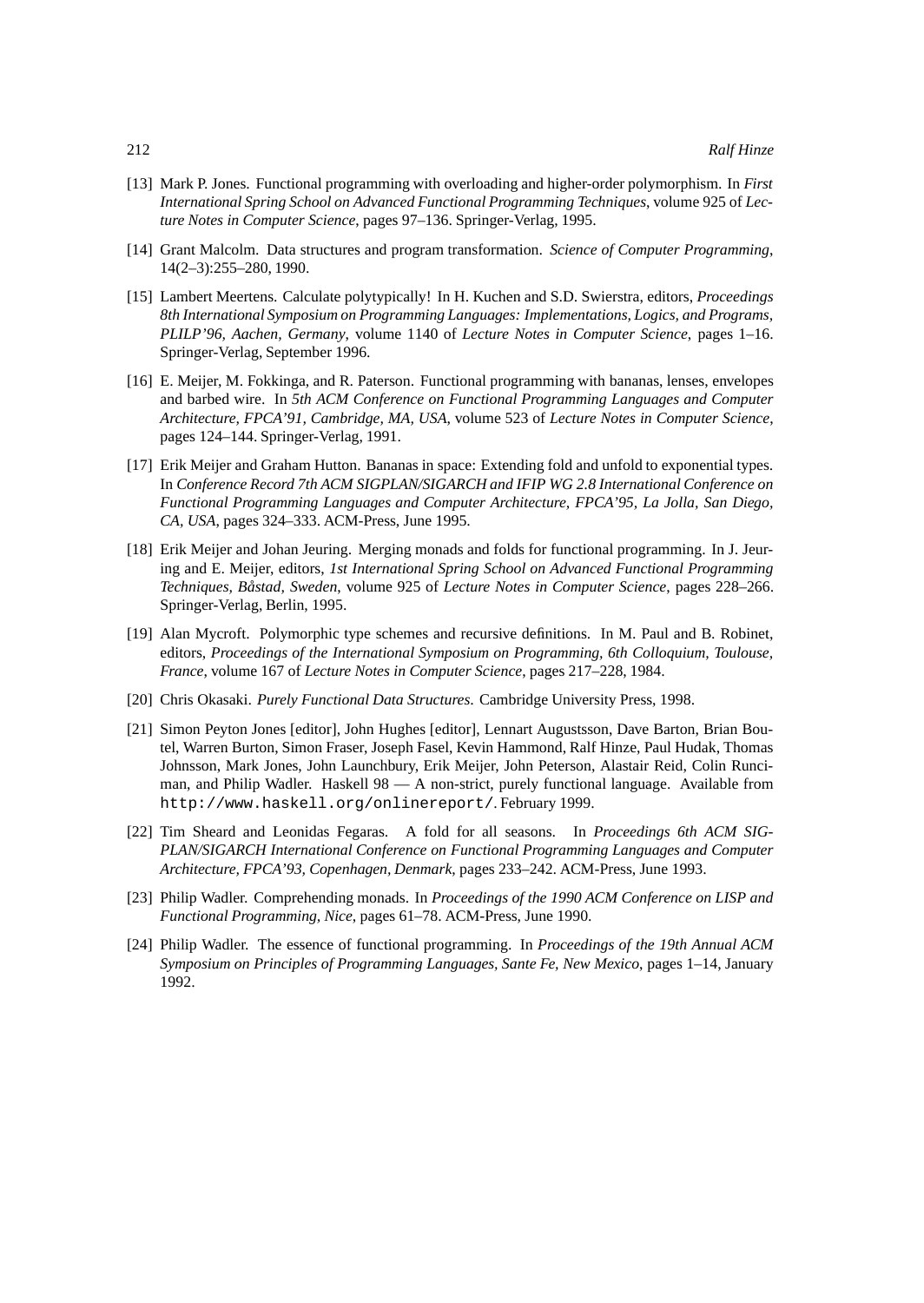[13] Mark P. Jones. Functional programming with overloading and higher-order polymorphism. In *First International Spring School on Advanced Functional Programming Techniques*, volume 925 of *Lecture Notes in Computer Science*, pages 97–136. Springer-Verlag, 1995.

[14] Grant Malcolm. Data structures and program transformation. *Science of Computer Programming*, 14(2–3):255–280, 1990.

[15] Lambert Meertens. Calculate polytypically! In H. Kuchen and S.D. Swierstra, editors, *Proceedings 8th International Symposium on Programming Languages: Implementations, Logics, and Programs, PLILP'96, Aachen, Germany*, volume 1140 of *Lecture Notes in Computer Science*, pages 1–16. Springer-Verlag, September 1996.

[16] E. Meijer, M. Fokkinga, and R. Paterson. Functional programming with bananas, lenses, envelopes and barbed wire. In *5th ACM Conference on Functional Programming Languages and Computer Architecture, FPCA'91, Cambridge, MA, USA*, volume 523 of *Lecture Notes in Computer Science*, pages 124–144. Springer-Verlag, 1991.

[17] Erik Meijer and Graham Hutton. Bananas in space: Extending fold and unfold to exponential types. In *Conference Record 7th ACM SIGPLAN/SIGARCH and IFIP WG 2.8 International Conference on Functional Programming Languages and Computer Architecture, FPCA'95, La Jolla, San Diego, CA, USA*, pages 324–333. ACM-Press, June 1995.

[18] Erik Meijer and Johan Jeuring. Merging monads and folds for functional programming. In J. Jeuring and E. Meijer, editors, *1st International Spring School on Advanced Functional Programming Techniques, Båstad, Sweden*, volume 925 of *Lecture Notes in Computer Science*, pages 228–266. Springer-Verlag, Berlin, 1995.

[19] Alan Mycroft. Polymorphic type schemes and recursive definitions. In M. Paul and B. Robinet, editors, *Proceedings of the International Symposium on Programming, 6th Colloquium, Toulouse, France*, volume 167 of *Lecture Notes in Computer Science*, pages 217–228, 1984.

[20] Chris Okasaki. *Purely Functional Data Structures*. Cambridge University Press, 1998.

[21] Simon Peyton Jones [editor], John Hughes [editor], Lennart Augustsson, Dave Barton, Brian Boutel, Warren Burton, Simon Fraser, Joseph Fasel, Kevin Hammond, Ralf Hinze, Paul Hudak, Thomas Johnsson, Mark Jones, John Launchbury, Erik Meijer, John Peterson, Alastair Reid, Colin Runciman, and Philip Wadler. Haskell 98 — A non-strict, purely functional language. Available from `http://www.haskell.org/onlinereport/`. February 1999.

[22] Tim Sheard and Leonidas Fegaras. A fold for all seasons. In *Proceedings 6th ACM SIGPLAN/SIGARCH International Conference on Functional Programming Languages and Computer Architecture, FPCA'93, Copenhagen, Denmark*, pages 233–242. ACM-Press, June 1993.

[23] Philip Wadler. Comprehending monads. In *Proceedings of the 1990 ACM Conference on LISP and Functional Programming, Nice*, pages 61–78. ACM-Press, June 1990.

[24] Philip Wadler. The essence of functional programming. In *Proceedings of the 19th Annual ACM Symposium on Principles of Programming Languages, Sante Fe, New Mexico*, pages 1–14, January 1992.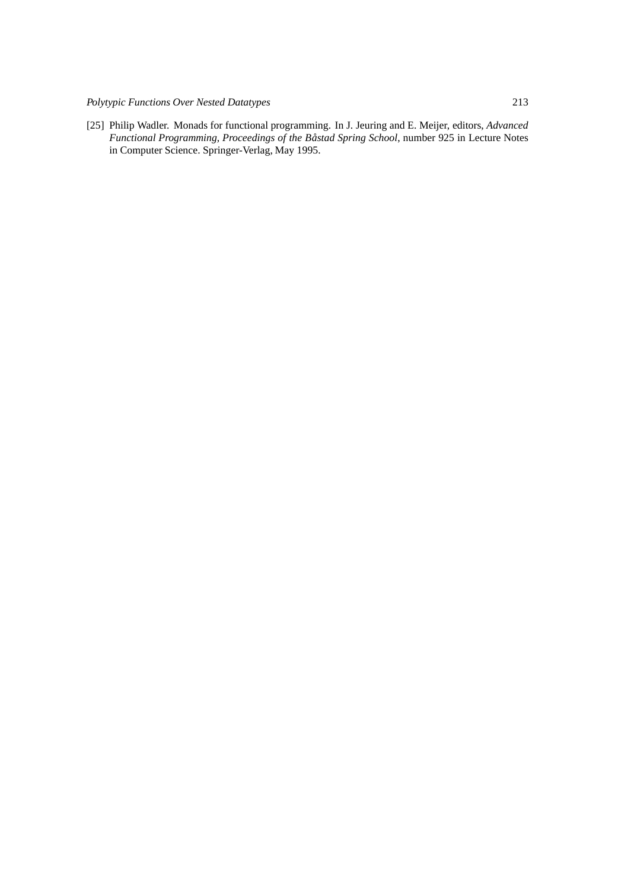[25] Philip Wadler. Monads for functional programming. In J. Jeuring and E. Meijer, editors, *Advanced Functional Programming, Proceedings of the Båstad Spring School*, number 925 in Lecture Notes in Computer Science. Springer-Verlag, May 1995.